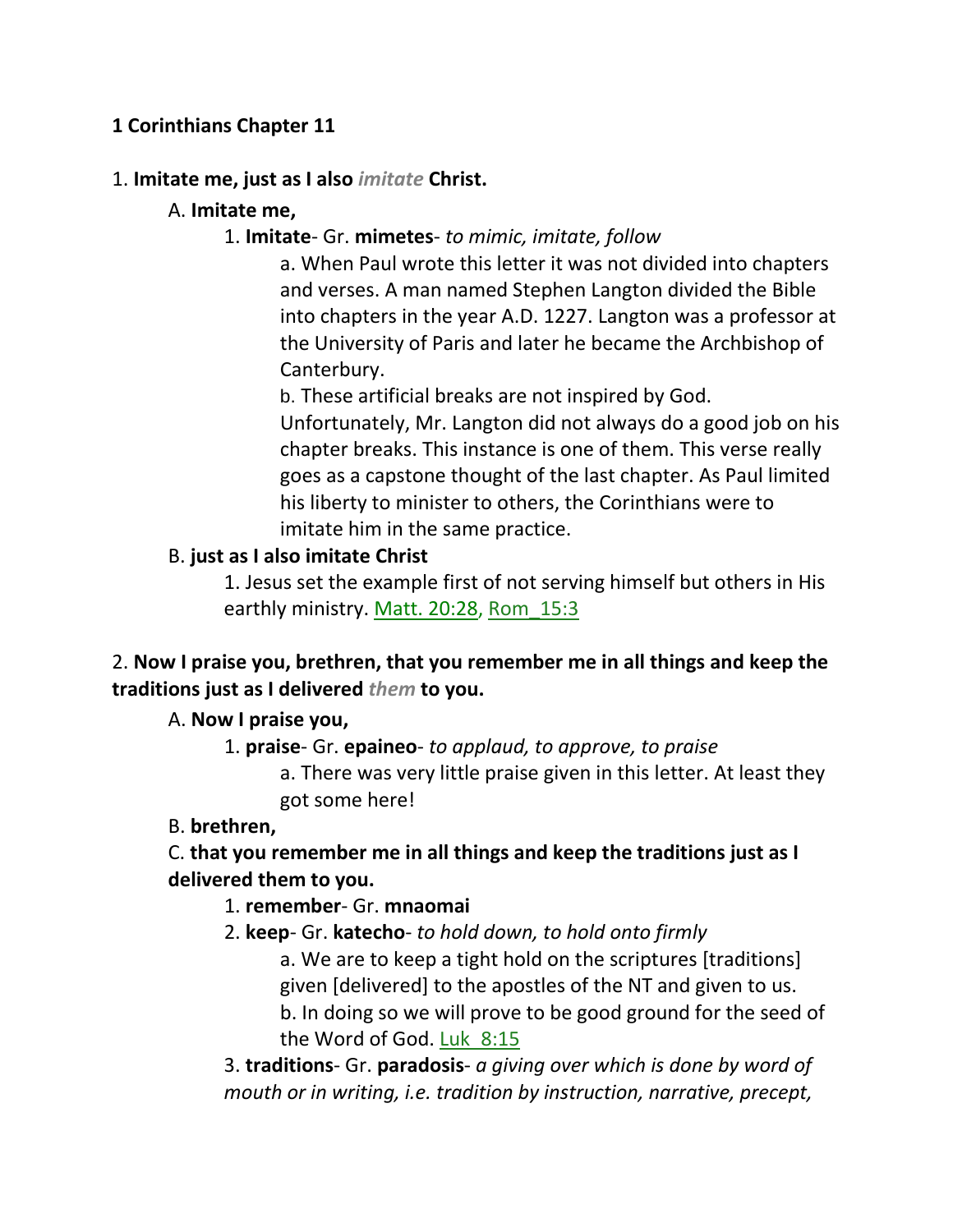**1 Corinthians Chapter 11**

1. **Imitate me, just as I also *imitate* Christ.**

    A. **Imitate me,**

    1. **Imitate**- Gr. **mimetes**- *to mimic, imitate, follow*

        a. When Paul wrote this letter it was not divided into chapters and verses. A man named Stephen Langton divided the Bible into chapters in the year A.D. 1227. Langton was a professor at the University of Paris and later he became the Archbishop of Canterbury.

        b. These artificial breaks are not inspired by God. Unfortunately, Mr. Langton did not always do a good job on his chapter breaks. This instance is one of them. This verse really goes as a capstone thought of the last chapter. As Paul limited his liberty to minister to others, the Corinthians were to imitate him in the same practice.

    B. **just as I also imitate Christ**

    1. Jesus set the example first of not serving himself but others in His earthly ministry. Matt. 20:28, Rom_15:3

2. **Now I praise you, brethren, that you remember me in all things and keep the traditions just as I delivered *them* to you.**

    A. **Now I praise you,**

    1. **praise**- Gr. **epaineo**- *to applaud, to approve, to praise*

        a. There was very little praise given in this letter. At least they got some here!

    B. **brethren,**

    C. **that you remember me in all things and keep the traditions just as I delivered them to you.**

    1. **remember**- Gr. **mnaomai**

    2. **keep**- Gr. **katecho**- *to hold down, to hold onto firmly*

        a. We are to keep a tight hold on the scriptures [traditions] given [delivered] to the apostles of the NT and given to us.

        b. In doing so we will prove to be good ground for the seed of the Word of God. Luk_8:15

    3. **traditions**- Gr. **paradosis**- *a giving over which is done by word of mouth or in writing, i.e. tradition by instruction, narrative, precept,*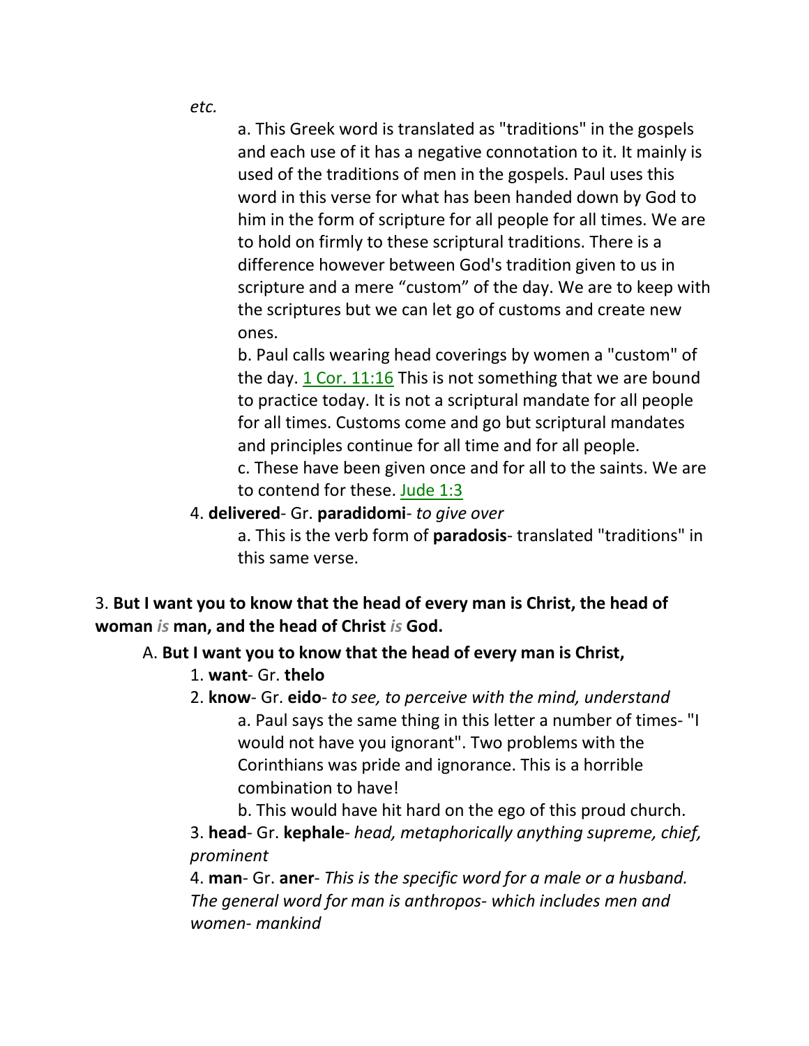*etc.*

a. This Greek word is translated as "traditions" in the gospels and each use of it has a negative connotation to it. It mainly is used of the traditions of men in the gospels. Paul uses this word in this verse for what has been handed down by God to him in the form of scripture for all people for all times. We are to hold on firmly to these scriptural traditions. There is a difference however between God's tradition given to us in scripture and a mere "custom" of the day. We are to keep with the scriptures but we can let go of customs and create new ones.

b. Paul calls wearing head coverings by women a "custom" of the day. 1 Cor. 11:16 This is not something that we are bound to practice today. It is not a scriptural mandate for all people for all times. Customs come and go but scriptural mandates and principles continue for all time and for all people.

c. These have been given once and for all to the saints. We are to contend for these. Jude 1:3

4. **delivered**- Gr. **paradidomi**- *to give over*

a. This is the verb form of **paradosis**- translated "traditions" in this same verse.

3. **But I want you to know that the head of every man is Christ, the head of woman *is* man, and the head of Christ *is* God.**

A. **But I want you to know that the head of every man is Christ,**

1. **want**- Gr. **thelo**

2. **know**- Gr. **eido**- *to see, to perceive with the mind, understand*

a. Paul says the same thing in this letter a number of times- "I would not have you ignorant". Two problems with the Corinthians was pride and ignorance. This is a horrible combination to have!

b. This would have hit hard on the ego of this proud church.

3. **head**- Gr. **kephale**- *head, metaphorically anything supreme, chief, prominent*

4. **man**- Gr. **aner**- *This is the specific word for a male or a husband. The general word for man is anthropos- which includes men and women- mankind*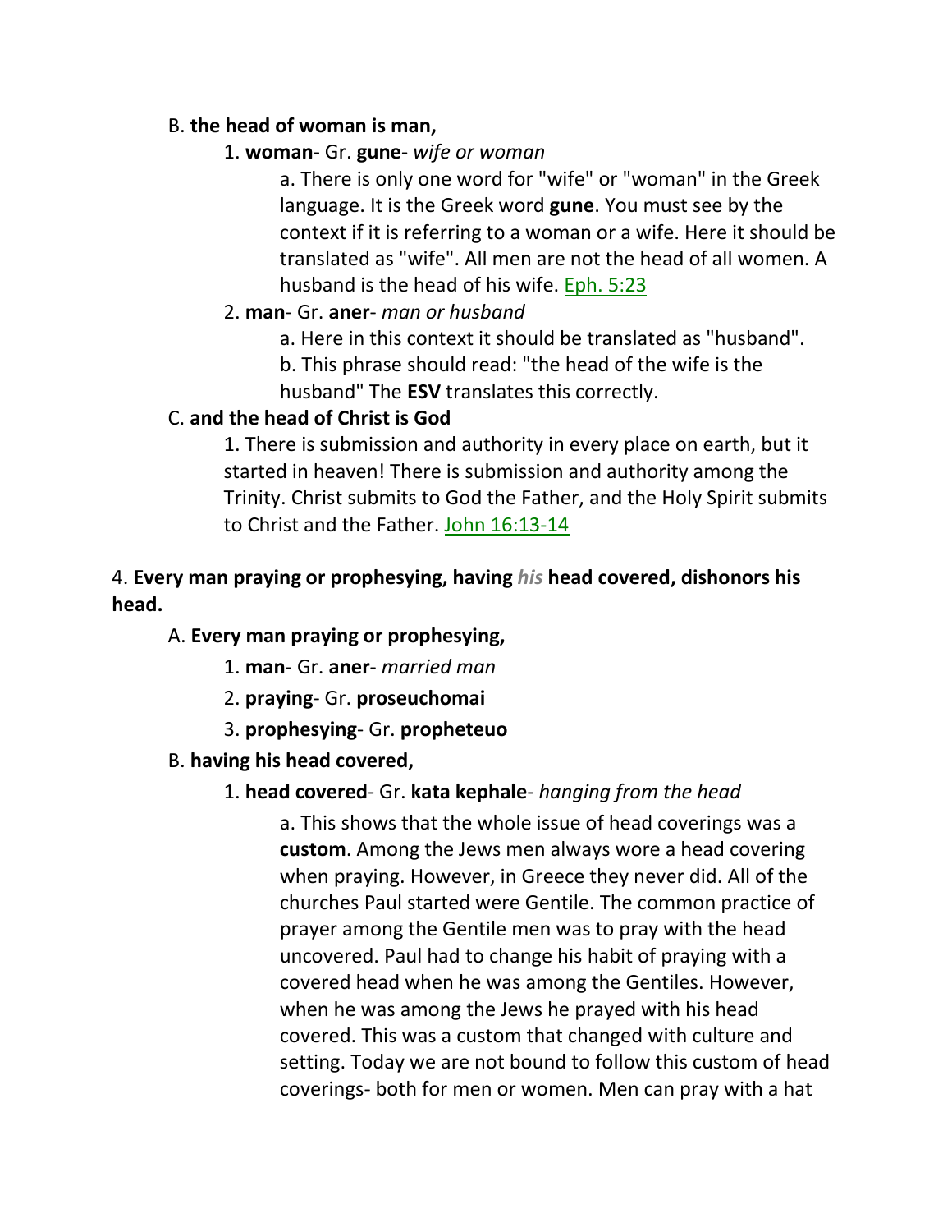B. **the head of woman is man,**

1. **woman**- Gr. **gune**- *wife or woman*

a. There is only one word for "wife" or "woman" in the Greek language. It is the Greek word **gune**. You must see by the context if it is referring to a woman or a wife. Here it should be translated as "wife". All men are not the head of all women. A husband is the head of his wife. Eph. 5:23

2. **man**- Gr. **aner**- *man or husband*

a. Here in this context it should be translated as "husband".

b. This phrase should read: "the head of the wife is the husband" The **ESV** translates this correctly.

C. **and the head of Christ is God**

1. There is submission and authority in every place on earth, but it started in heaven! There is submission and authority among the Trinity. Christ submits to God the Father, and the Holy Spirit submits to Christ and the Father. John 16:13-14

4. **Every man praying or prophesying, having *his* head covered, dishonors his head.**

A. **Every man praying or prophesying,**

1. **man**- Gr. **aner**- *married man*

2. **praying**- Gr. **proseuchomai**

3. **prophesying**- Gr. **propheteuo**

B. **having his head covered,**

1. **head covered**- Gr. **kata kephale**- *hanging from the head*

a. This shows that the whole issue of head coverings was a **custom**. Among the Jews men always wore a head covering when praying. However, in Greece they never did. All of the churches Paul started were Gentile. The common practice of prayer among the Gentile men was to pray with the head uncovered. Paul had to change his habit of praying with a covered head when he was among the Gentiles. However, when he was among the Jews he prayed with his head covered. This was a custom that changed with culture and setting. Today we are not bound to follow this custom of head coverings- both for men or women. Men can pray with a hat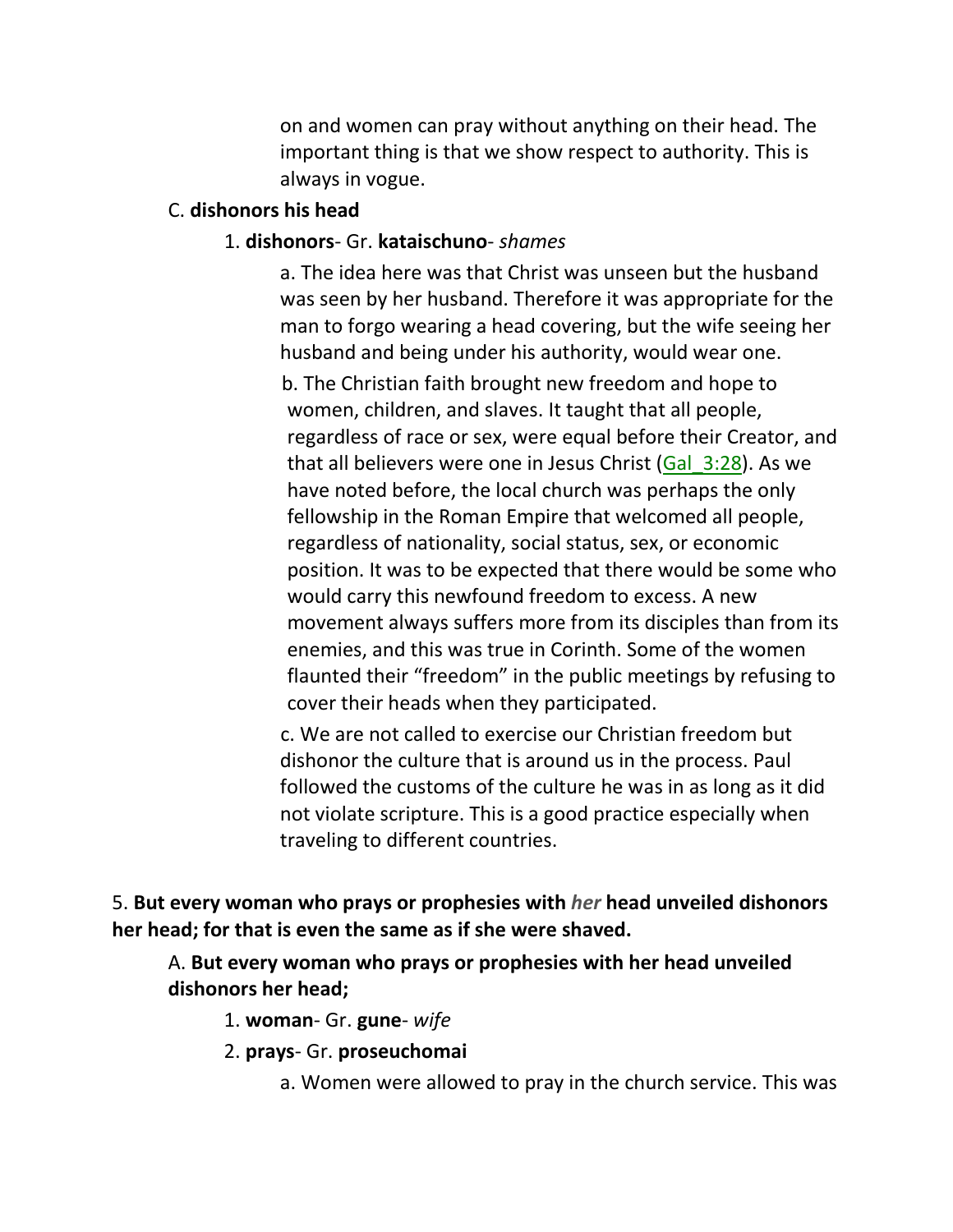on and women can pray without anything on their head. The important thing is that we show respect to authority. This is always in vogue.

C. **dishonors his head**

1. **dishonors**- Gr. **kataischuno**- *shames*

a. The idea here was that Christ was unseen but the husband was seen by her husband. Therefore it was appropriate for the man to forgo wearing a head covering, but the wife seeing her husband and being under his authority, would wear one.

b. The Christian faith brought new freedom and hope to women, children, and slaves. It taught that all people, regardless of race or sex, were equal before their Creator, and that all believers were one in Jesus Christ (Gal_3:28). As we have noted before, the local church was perhaps the only fellowship in the Roman Empire that welcomed all people, regardless of nationality, social status, sex, or economic position. It was to be expected that there would be some who would carry this newfound freedom to excess. A new movement always suffers more from its disciples than from its enemies, and this was true in Corinth. Some of the women flaunted their "freedom" in the public meetings by refusing to cover their heads when they participated.

c. We are not called to exercise our Christian freedom but dishonor the culture that is around us in the process. Paul followed the customs of the culture he was in as long as it did not violate scripture. This is a good practice especially when traveling to different countries.

5. **But every woman who prays or prophesies with *her* head unveiled dishonors her head; for that is even the same as if she were shaved.**

A. **But every woman who prays or prophesies with her head unveiled dishonors her head;**

1. **woman**- Gr. **gune**- *wife*

2. **prays**- Gr. **proseuchomai**

a. Women were allowed to pray in the church service. This was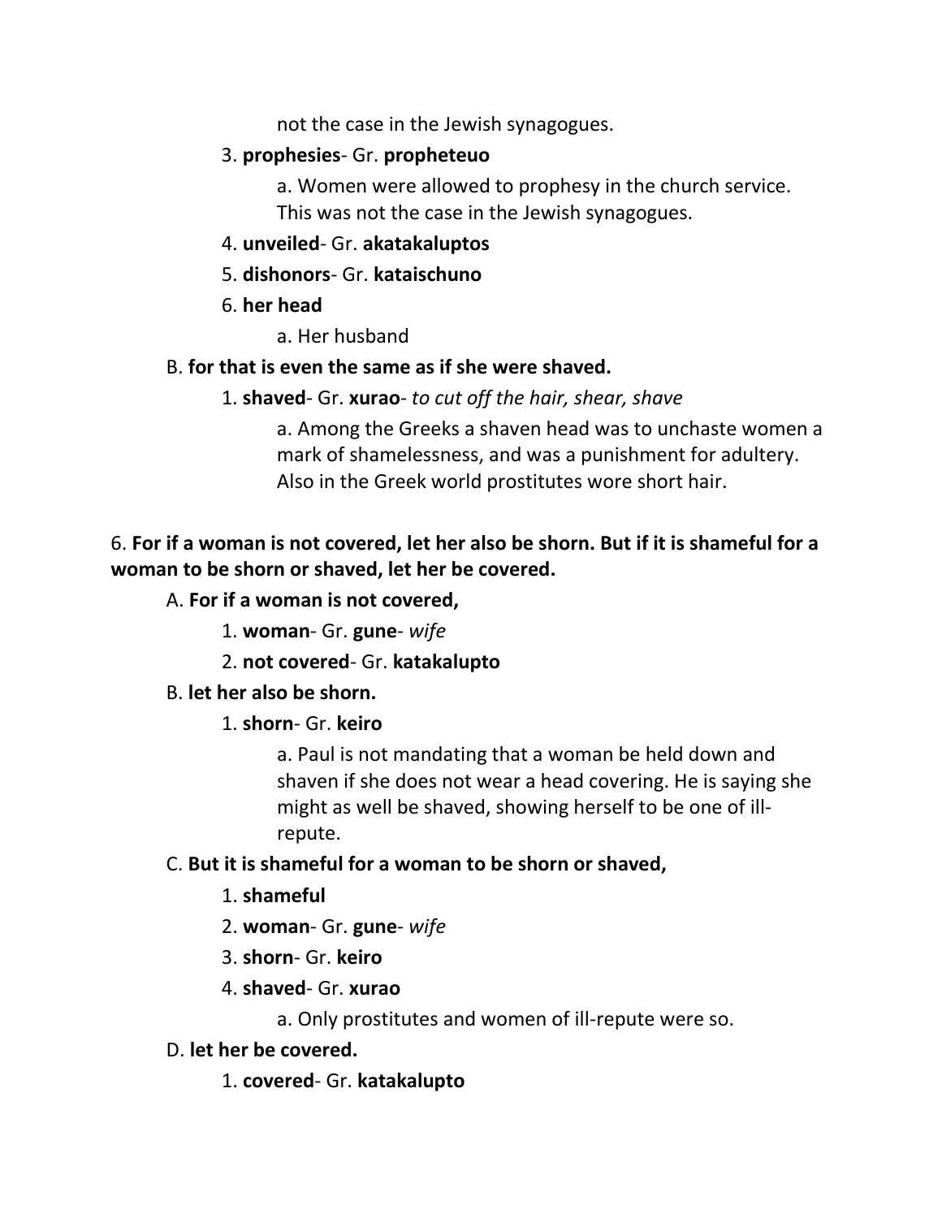not the case in the Jewish synagogues.

3. **prophesies**- Gr. **propheteuo**

    a. Women were allowed to prophesy in the church service. This was not the case in the Jewish synagogues.

4. **unveiled**- Gr. **akatakaluptos**

5. **dishonors**- Gr. **kataischuno**

6. **her head**

    a. Her husband

B. **for that is even the same as if she were shaved.**

1. **shaved**- Gr. **xurao**- *to cut off the hair, shear, shave*

    a. Among the Greeks a shaven head was to unchaste women a mark of shamelessness, and was a punishment for adultery. Also in the Greek world prostitutes wore short hair.

6. **For if a woman is not covered, let her also be shorn. But if it is shameful for a woman to be shorn or shaved, let her be covered.**

A. **For if a woman is not covered,**

1. **woman**- Gr. **gune**- *wife*

2. **not covered**- Gr. **katakalupto**

B. **let her also be shorn.**

1. **shorn**- Gr. **keiro**

    a. Paul is not mandating that a woman be held down and shaven if she does not wear a head covering. He is saying she might as well be shaved, showing herself to be one of ill-repute.

C. **But it is shameful for a woman to be shorn or shaved,**

1. **shameful**

2. **woman**- Gr. **gune**- *wife*

3. **shorn**- Gr. **keiro**

4. **shaved**- Gr. **xurao**

    a. Only prostitutes and women of ill-repute were so.

D. **let her be covered.**

1. **covered**- Gr. **katakalupto**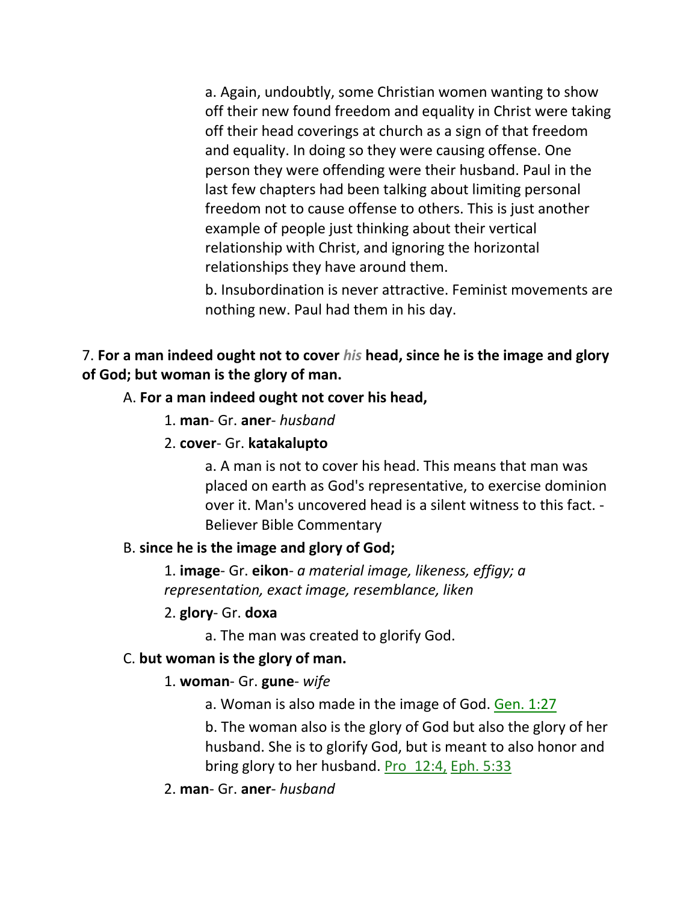a. Again, undoubtly, some Christian women wanting to show off their new found freedom and equality in Christ were taking off their head coverings at church as a sign of that freedom and equality. In doing so they were causing offense. One person they were offending were their husband. Paul in the last few chapters had been talking about limiting personal freedom not to cause offense to others. This is just another example of people just thinking about their vertical relationship with Christ, and ignoring the horizontal relationships they have around them.

b. Insubordination is never attractive. Feminist movements are nothing new. Paul had them in his day.

7. **For a man indeed ought not to cover *his* head, since he is the image and glory of God; but woman is the glory of man.**

A. **For a man indeed ought not cover his head,**

1. **man**- Gr. **aner**- *husband*

2. **cover**- Gr. **katakalupto**

a. A man is not to cover his head. This means that man was placed on earth as God's representative, to exercise dominion over it. Man's uncovered head is a silent witness to this fact. - Believer Bible Commentary

B. **since he is the image and glory of God;**

1. **image**- Gr. **eikon**- *a material image, likeness, effigy; a representation, exact image, resemblance, liken*

2. **glory**- Gr. **doxa**

a. The man was created to glorify God.

C. **but woman is the glory of man.**

1. **woman**- Gr. **gune**- *wife*

a. Woman is also made in the image of God. Gen. 1:27

b. The woman also is the glory of God but also the glory of her husband. She is to glorify God, but is meant to also honor and bring glory to her husband. Pro 12:4, Eph. 5:33

2. **man**- Gr. **aner**- *husband*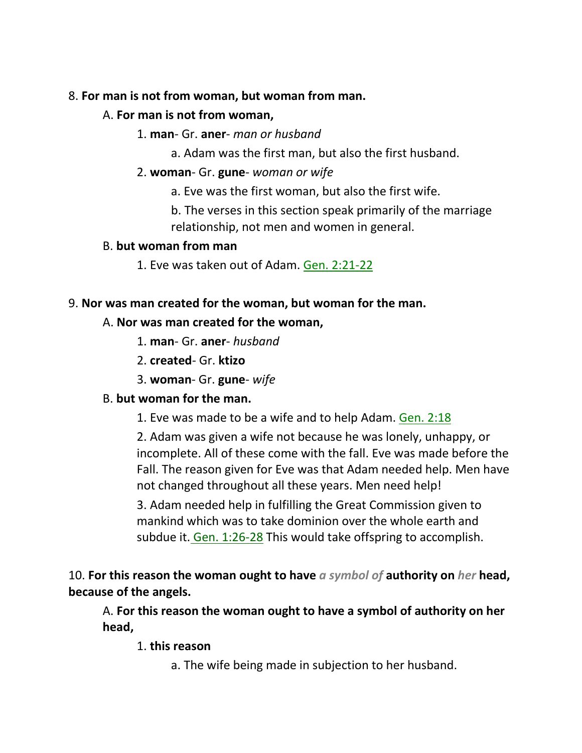8. **For man is not from woman, but woman from man.**

A. **For man is not from woman,**

1. **man**- Gr. **aner**- *man or husband*

a. Adam was the first man, but also the first husband.

2. **woman**- Gr. **gune**- *woman or wife*

a. Eve was the first woman, but also the first wife.

b. The verses in this section speak primarily of the marriage relationship, not men and women in general.

B. **but woman from man**

1. Eve was taken out of Adam. Gen. 2:21-22

9. **Nor was man created for the woman, but woman for the man.**

A. **Nor was man created for the woman,**

1. **man**- Gr. **aner**- *husband*

2. **created**- Gr. **ktizo**

3. **woman**- Gr. **gune**- *wife*

B. **but woman for the man.**

1. Eve was made to be a wife and to help Adam. Gen. 2:18

2. Adam was given a wife not because he was lonely, unhappy, or incomplete. All of these come with the fall. Eve was made before the Fall. The reason given for Eve was that Adam needed help. Men have not changed throughout all these years. Men need help!

3. Adam needed help in fulfilling the Great Commission given to mankind which was to take dominion over the whole earth and subdue it. Gen. 1:26-28 This would take offspring to accomplish.

10. **For this reason the woman ought to have** ***a symbol of*** **authority on** ***her*** **head, because of the angels.**

A. **For this reason the woman ought to have a symbol of authority on her head,**

1. **this reason**

a. The wife being made in subjection to her husband.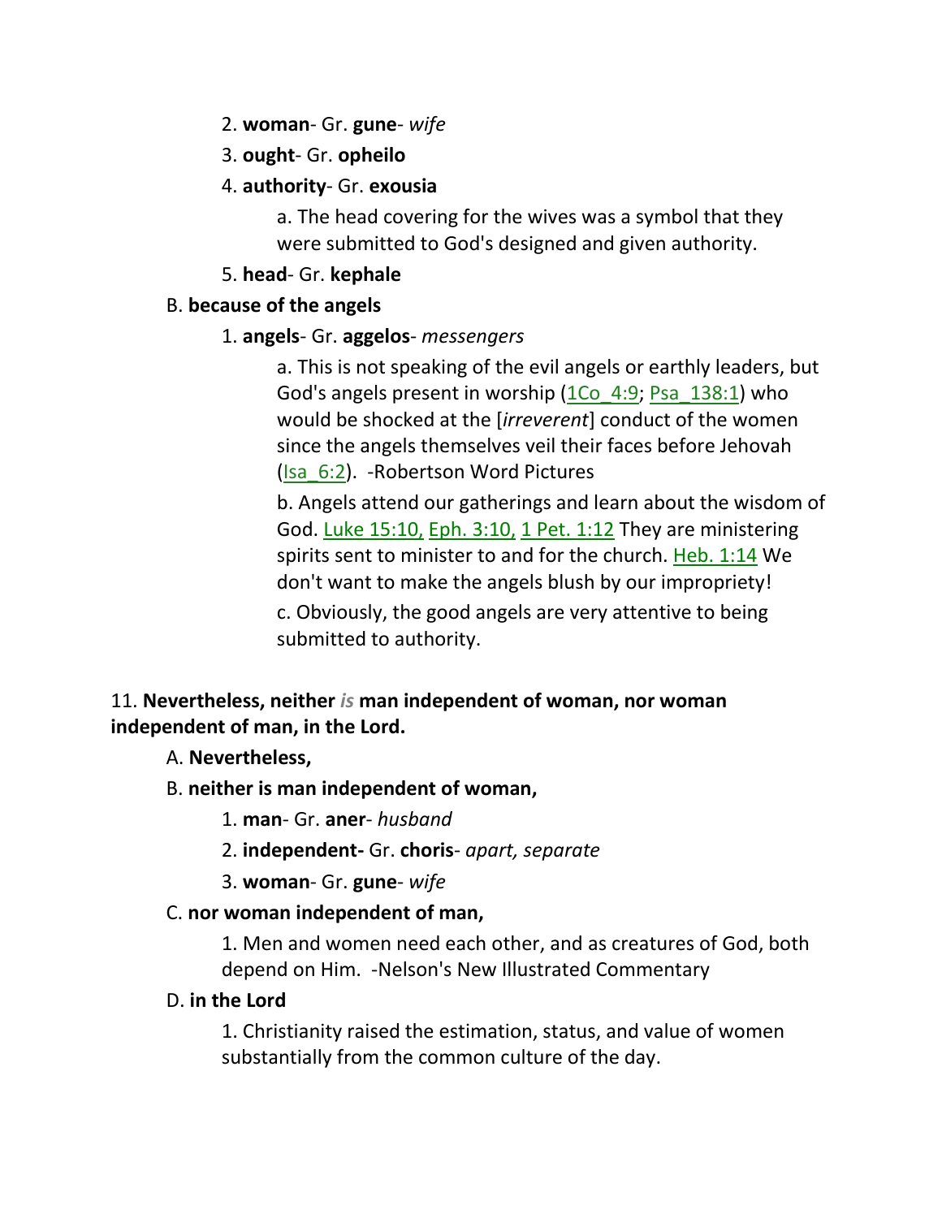2. **woman**- Gr. **gune**- *wife*

3. **ought**- Gr. **opheilo**

4. **authority**- Gr. **exousia**

   a. The head covering for the wives was a symbol that they were submitted to God's designed and given authority.

5. **head**- Gr. **kephale**

B. **because of the angels**

1. **angels**- Gr. **aggelos**- *messengers*

   a. This is not speaking of the evil angels or earthly leaders, but God's angels present in worship (1Co_4:9; Psa_138:1) who would be shocked at the [*irreverent*] conduct of the women since the angels themselves veil their faces before Jehovah (Isa_6:2). -Robertson Word Pictures

   b. Angels attend our gatherings and learn about the wisdom of God. Luke 15:10, Eph. 3:10, 1 Pet. 1:12 They are ministering spirits sent to minister to and for the church. Heb. 1:14 We don't want to make the angels blush by our impropriety!

   c. Obviously, the good angels are very attentive to being submitted to authority.

11. **Nevertheless, neither *is* man independent of woman, nor woman independent of man, in the Lord.**

A. **Nevertheless,**

B. **neither is man independent of woman,**

1. **man**- Gr. **aner**- *husband*

2. **independent-** Gr. **choris**- *apart, separate*

3. **woman**- Gr. **gune**- *wife*

C. **nor woman independent of man,**

1. Men and women need each other, and as creatures of God, both depend on Him. -Nelson's New Illustrated Commentary

D. **in the Lord**

1. Christianity raised the estimation, status, and value of women substantially from the common culture of the day.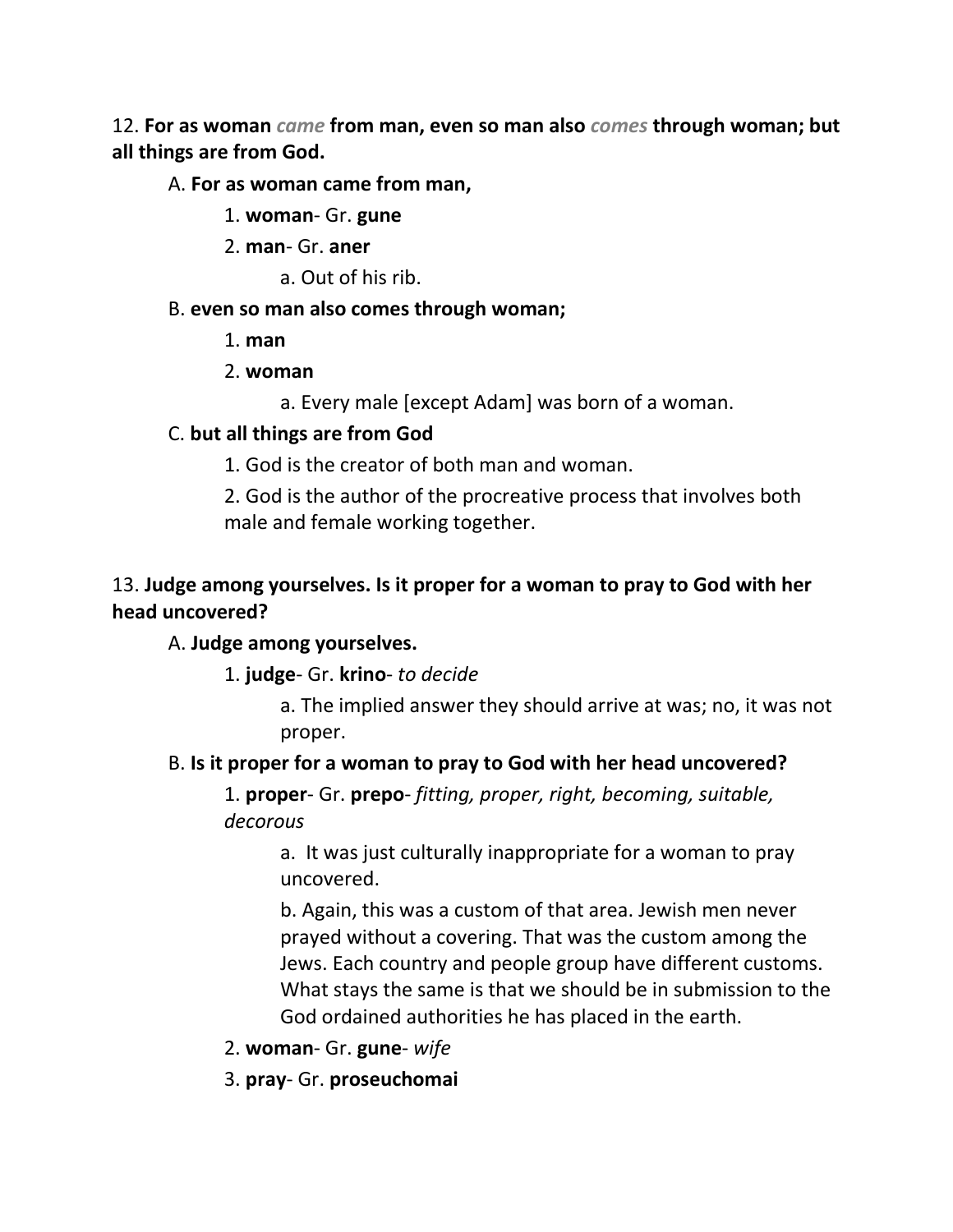12. **For as woman *came* from man, even so man also *comes* through woman; but all things are from God.**

- A. **For as woman came from man,**
  - 1. **woman**- Gr. **gune**
  - 2. **man**- Gr. **aner**
    - a. Out of his rib.
- B. **even so man also comes through woman;**
  - 1. **man**
  - 2. **woman**
    - a. Every male [except Adam] was born of a woman.
- C. **but all things are from God**
  - 1. God is the creator of both man and woman.
  - 2. God is the author of the procreative process that involves both male and female working together.

13. **Judge among yourselves. Is it proper for a woman to pray to God with her head uncovered?**

- A. **Judge among yourselves.**
  - 1. **judge**- Gr. **krino**- *to decide*
    - a. The implied answer they should arrive at was; no, it was not proper.
- B. **Is it proper for a woman to pray to God with her head uncovered?**
  - 1. **proper**- Gr. **prepo**- *fitting, proper, right, becoming, suitable, decorous*
    - a. It was just culturally inappropriate for a woman to pray uncovered.
    - b. Again, this was a custom of that area. Jewish men never prayed without a covering. That was the custom among the Jews. Each country and people group have different customs. What stays the same is that we should be in submission to the God ordained authorities he has placed in the earth.
  - 2. **woman**- Gr. **gune**- *wife*
  - 3. **pray**- Gr. **proseuchomai**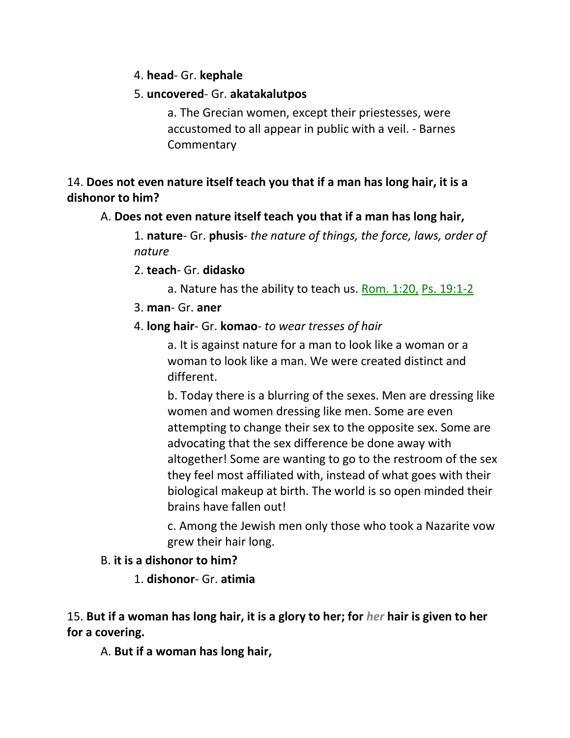4. **head**- Gr. **kephale**

5. **uncovered**- Gr. **akatakalutpos**

a. The Grecian women, except their priestesses, were accustomed to all appear in public with a veil. - Barnes Commentary

14. **Does not even nature itself teach you that if a man has long hair, it is a dishonor to him?**

A. **Does not even nature itself teach you that if a man has long hair,**

1. **nature**- Gr. **phusis**- *the nature of things, the force, laws, order of nature*

2. **teach**- Gr. **didasko**

a. Nature has the ability to teach us. Rom. 1:20, Ps. 19:1-2

3. **man**- Gr. **aner**

4. **long hair**- Gr. **komao**- *to wear tresses of hair*

a. It is against nature for a man to look like a woman or a woman to look like a man. We were created distinct and different.

b. Today there is a blurring of the sexes. Men are dressing like women and women dressing like men. Some are even attempting to change their sex to the opposite sex. Some are advocating that the sex difference be done away with altogether! Some are wanting to go to the restroom of the sex they feel most affiliated with, instead of what goes with their biological makeup at birth. The world is so open minded their brains have fallen out!

c. Among the Jewish men only those who took a Nazarite vow grew their hair long.

B. **it is a dishonor to him?**

1. **dishonor**- Gr. **atimia**

15. **But if a woman has long hair, it is a glory to her; for *her* hair is given to her for a covering.**

A. **But if a woman has long hair,**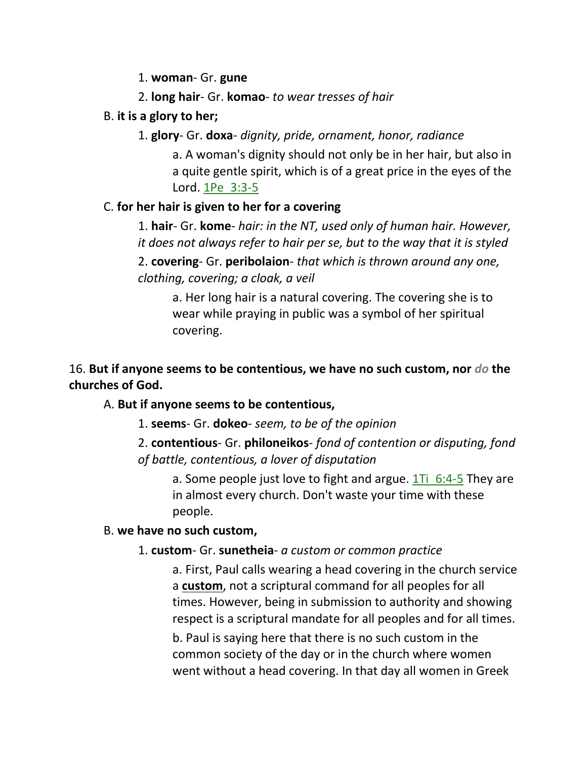1. **woman**- Gr. **gune**

2. **long hair**- Gr. **komao**- *to wear tresses of hair*

B. **it is a glory to her;**

1. **glory**- Gr. **doxa**- *dignity, pride, ornament, honor, radiance*

a. A woman's dignity should not only be in her hair, but also in a quite gentle spirit, which is of a great price in the eyes of the Lord. 1Pe 3:3-5

C. **for her hair is given to her for a covering**

1. **hair**- Gr. **kome**- *hair: in the NT, used only of human hair. However, it does not always refer to hair per se, but to the way that it is styled*

2. **covering**- Gr. **peribolaion**- *that which is thrown around any one, clothing, covering; a cloak, a veil*

a. Her long hair is a natural covering. The covering she is to wear while praying in public was a symbol of her spiritual covering.

16. **But if anyone seems to be contentious, we have no such custom, nor *do* the churches of God.**

A. **But if anyone seems to be contentious,**

1. **seems**- Gr. **dokeo**- *seem, to be of the opinion*

2. **contentious**- Gr. **philoneikos**- *fond of contention or disputing, fond of battle, contentious, a lover of disputation*

a. Some people just love to fight and argue. 1Ti 6:4-5 They are in almost every church. Don't waste your time with these people.

B. **we have no such custom,**

1. **custom**- Gr. **sunetheia**- *a custom or common practice*

a. First, Paul calls wearing a head covering in the church service a **custom**, not a scriptural command for all peoples for all times. However, being in submission to authority and showing respect is a scriptural mandate for all peoples and for all times.

b. Paul is saying here that there is no such custom in the common society of the day or in the church where women went without a head covering. In that day all women in Greek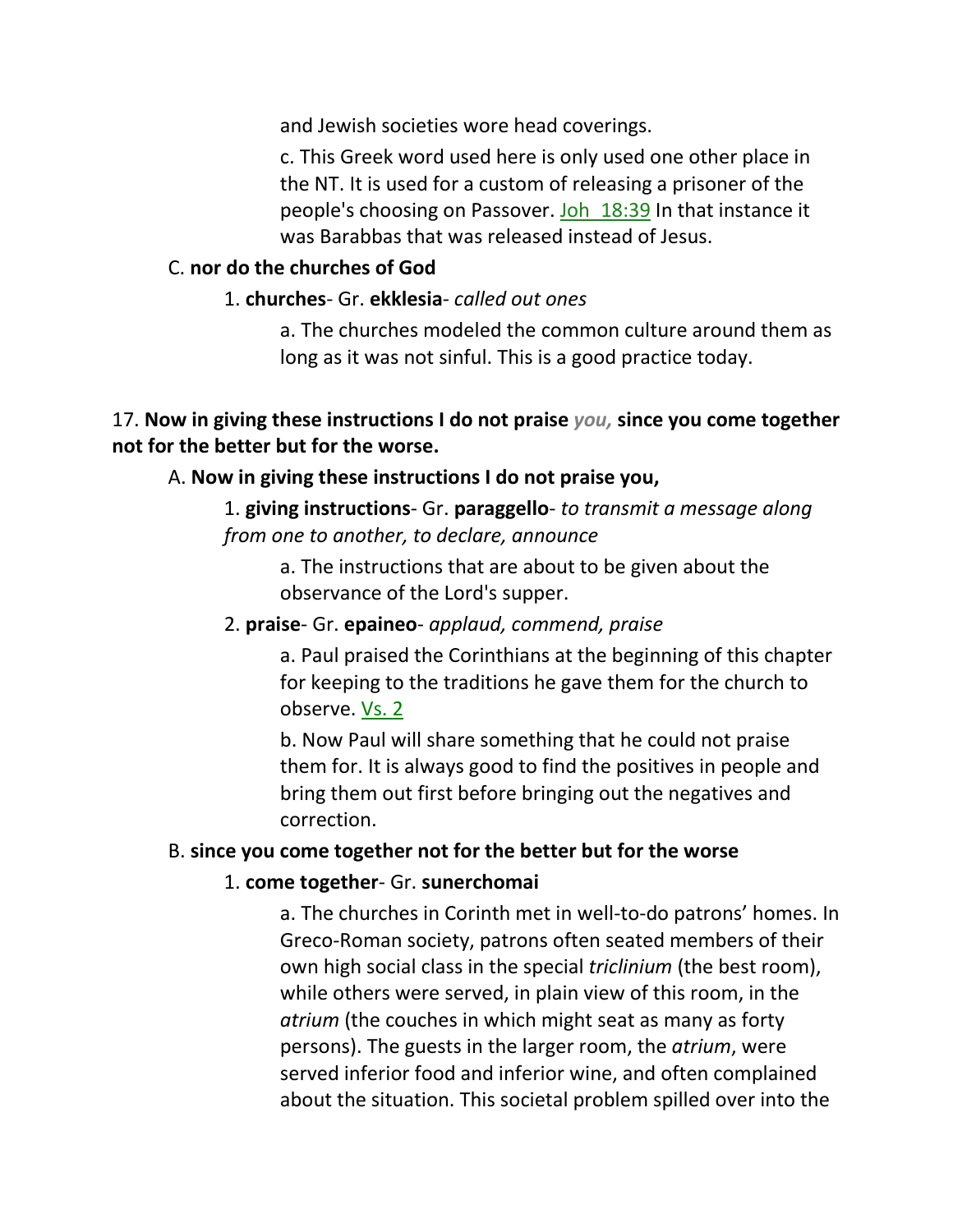and Jewish societies wore head coverings.

c. This Greek word used here is only used one other place in the NT. It is used for a custom of releasing a prisoner of the people's choosing on Passover. Joh 18:39 In that instance it was Barabbas that was released instead of Jesus.

C. **nor do the churches of God**

1. **churches**- Gr. **ekklesia**- *called out ones*

a. The churches modeled the common culture around them as long as it was not sinful. This is a good practice today.

17. **Now in giving these instructions I do not praise** *you,* **since you come together not for the better but for the worse.**

A. **Now in giving these instructions I do not praise you,**

1. **giving instructions**- Gr. **paraggello**- *to transmit a message along from one to another, to declare, announce*

a. The instructions that are about to be given about the observance of the Lord's supper.

2. **praise**- Gr. **epaineo**- *applaud, commend, praise*

a. Paul praised the Corinthians at the beginning of this chapter for keeping to the traditions he gave them for the church to observe. Vs. 2

b. Now Paul will share something that he could not praise them for. It is always good to find the positives in people and bring them out first before bringing out the negatives and correction.

B. **since you come together not for the better but for the worse**

1. **come together**- Gr. **sunerchomai**

a. The churches in Corinth met in well-to-do patrons' homes. In Greco-Roman society, patrons often seated members of their own high social class in the special *triclinium* (the best room), while others were served, in plain view of this room, in the *atrium* (the couches in which might seat as many as forty persons). The guests in the larger room, the *atrium*, were served inferior food and inferior wine, and often complained about the situation. This societal problem spilled over into the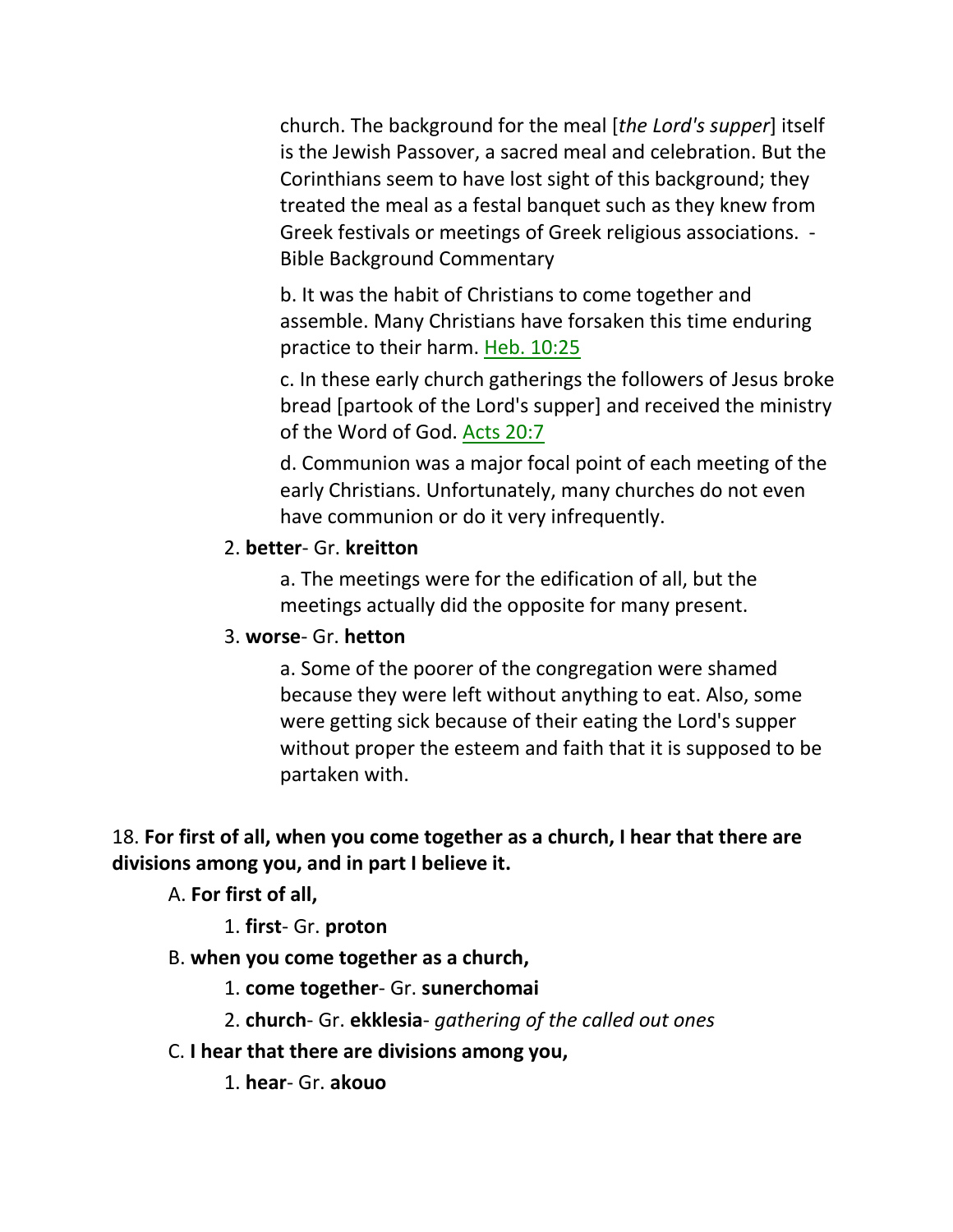church. The background for the meal [*the Lord's supper*] itself is the Jewish Passover, a sacred meal and celebration. But the Corinthians seem to have lost sight of this background; they treated the meal as a festal banquet such as they knew from Greek festivals or meetings of Greek religious associations. - Bible Background Commentary

b. It was the habit of Christians to come together and assemble. Many Christians have forsaken this time enduring practice to their harm. Heb. 10:25

c. In these early church gatherings the followers of Jesus broke bread [partook of the Lord's supper] and received the ministry of the Word of God. Acts 20:7

d. Communion was a major focal point of each meeting of the early Christians. Unfortunately, many churches do not even have communion or do it very infrequently.

2. **better**- Gr. **kreitton**

a. The meetings were for the edification of all, but the meetings actually did the opposite for many present.

3. **worse**- Gr. **hetton**

a. Some of the poorer of the congregation were shamed because they were left without anything to eat. Also, some were getting sick because of their eating the Lord's supper without proper the esteem and faith that it is supposed to be partaken with.

18. **For first of all, when you come together as a church, I hear that there are divisions among you, and in part I believe it.**

A. **For first of all,**

1. **first**- Gr. **proton**

B. **when you come together as a church,**

1. **come together**- Gr. **sunerchomai**

2. **church**- Gr. **ekklesia**- *gathering of the called out ones*

C. **I hear that there are divisions among you,**

1. **hear**- Gr. **akouo**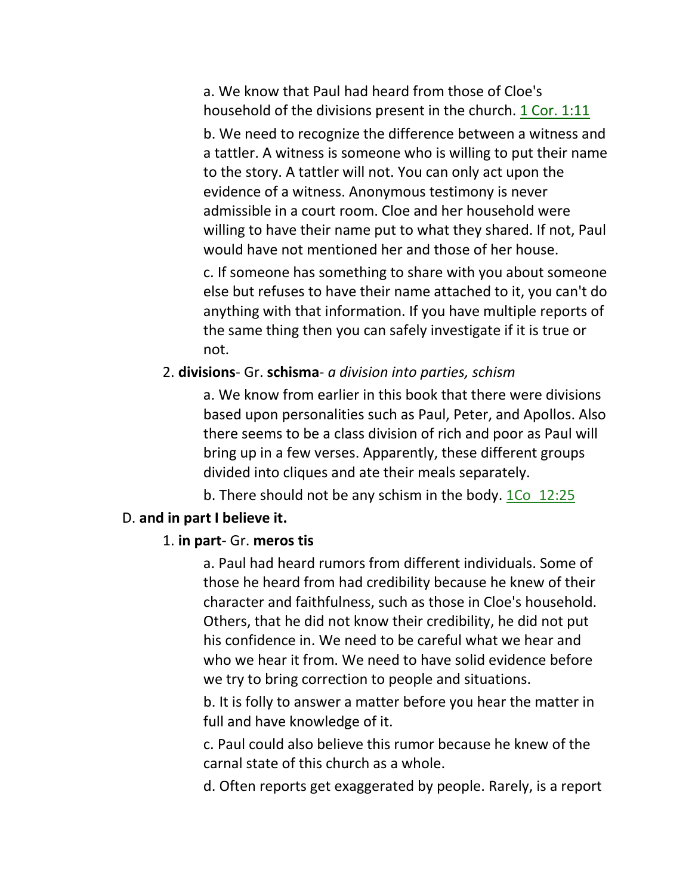a. We know that Paul had heard from those of Cloe's household of the divisions present in the church. 1 Cor. 1:11

b. We need to recognize the difference between a witness and a tattler. A witness is someone who is willing to put their name to the story. A tattler will not. You can only act upon the evidence of a witness. Anonymous testimony is never admissible in a court room. Cloe and her household were willing to have their name put to what they shared. If not, Paul would have not mentioned her and those of her house.

c. If someone has something to share with you about someone else but refuses to have their name attached to it, you can't do anything with that information. If you have multiple reports of the same thing then you can safely investigate if it is true or not.

2. **divisions**- Gr. **schisma**- *a division into parties, schism*

a. We know from earlier in this book that there were divisions based upon personalities such as Paul, Peter, and Apollos. Also there seems to be a class division of rich and poor as Paul will bring up in a few verses. Apparently, these different groups divided into cliques and ate their meals separately.

b. There should not be any schism in the body. 1Co 12:25

D. **and in part I believe it.**

1. **in part**- Gr. **meros tis**

a. Paul had heard rumors from different individuals. Some of those he heard from had credibility because he knew of their character and faithfulness, such as those in Cloe's household. Others, that he did not know their credibility, he did not put his confidence in. We need to be careful what we hear and who we hear it from. We need to have solid evidence before we try to bring correction to people and situations.

b. It is folly to answer a matter before you hear the matter in full and have knowledge of it.

c. Paul could also believe this rumor because he knew of the carnal state of this church as a whole.

d. Often reports get exaggerated by people. Rarely, is a report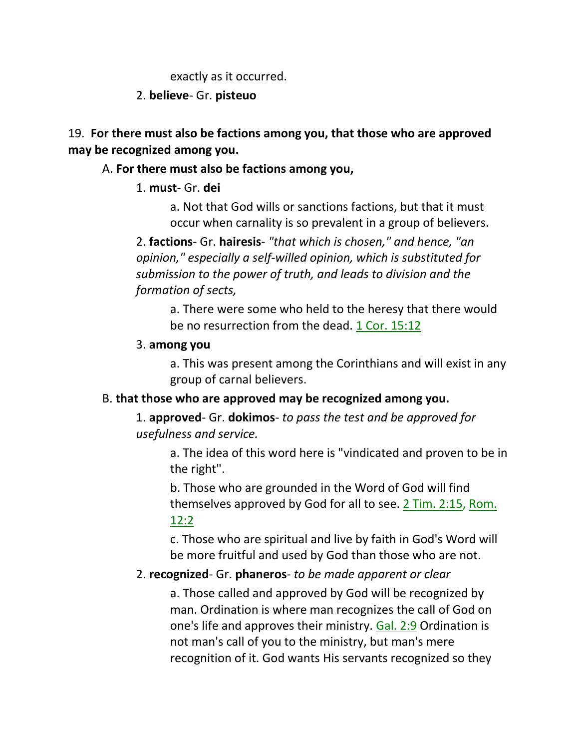exactly as it occurred.

2. **believe**- Gr. **pisteuo**

19. **For there must also be factions among you, that those who are approved may be recognized among you.**

A. **For there must also be factions among you,**

1. **must**- Gr. **dei**

a. Not that God wills or sanctions factions, but that it must occur when carnality is so prevalent in a group of believers.

2. **factions**- Gr. **hairesis**- *"that which is chosen," and hence, "an opinion," especially a self-willed opinion, which is substituted for submission to the power of truth, and leads to division and the formation of sects,*

a. There were some who held to the heresy that there would be no resurrection from the dead. 1 Cor. 15:12

3. **among you**

a. This was present among the Corinthians and will exist in any group of carnal believers.

B. **that those who are approved may be recognized among you.**

1. **approved**- Gr. **dokimos**- *to pass the test and be approved for usefulness and service.*

a. The idea of this word here is "vindicated and proven to be in the right".

b. Those who are grounded in the Word of God will find themselves approved by God for all to see. 2 Tim. 2:15, Rom. 12:2

c. Those who are spiritual and live by faith in God's Word will be more fruitful and used by God than those who are not.

2. **recognized**- Gr. **phaneros**- *to be made apparent or clear*

a. Those called and approved by God will be recognized by man. Ordination is where man recognizes the call of God on one's life and approves their ministry. Gal. 2:9 Ordination is not man's call of you to the ministry, but man's mere recognition of it. God wants His servants recognized so they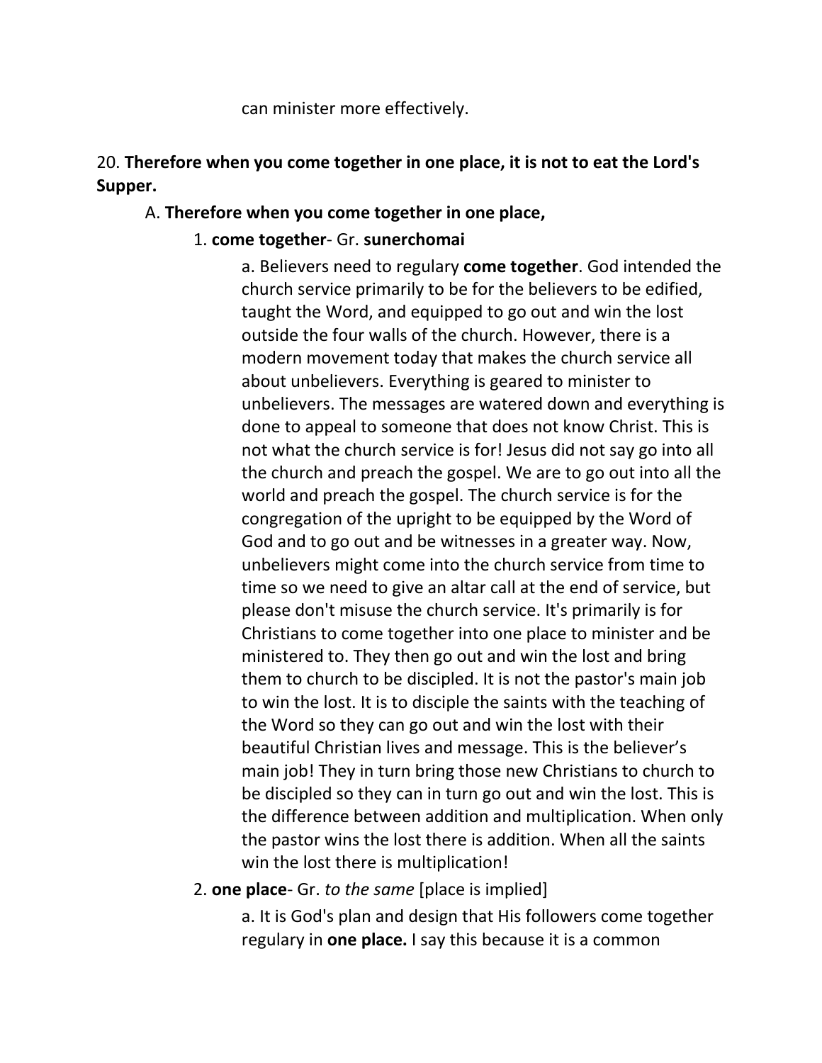can minister more effectively.

20. **Therefore when you come together in one place, it is not to eat the Lord's Supper.**

A. **Therefore when you come together in one place,**

1. **come together**- Gr. **sunerchomai**

a. Believers need to regulary **come together**. God intended the church service primarily to be for the believers to be edified, taught the Word, and equipped to go out and win the lost outside the four walls of the church. However, there is a modern movement today that makes the church service all about unbelievers. Everything is geared to minister to unbelievers. The messages are watered down and everything is done to appeal to someone that does not know Christ. This is not what the church service is for! Jesus did not say go into all the church and preach the gospel. We are to go out into all the world and preach the gospel. The church service is for the congregation of the upright to be equipped by the Word of God and to go out and be witnesses in a greater way. Now, unbelievers might come into the church service from time to time so we need to give an altar call at the end of service, but please don't misuse the church service. It's primarily is for Christians to come together into one place to minister and be ministered to. They then go out and win the lost and bring them to church to be discipled. It is not the pastor's main job to win the lost. It is to disciple the saints with the teaching of the Word so they can go out and win the lost with their beautiful Christian lives and message. This is the believer's main job! They in turn bring those new Christians to church to be discipled so they can in turn go out and win the lost. This is the difference between addition and multiplication. When only the pastor wins the lost there is addition. When all the saints win the lost there is multiplication!

2. **one place**- Gr. *to the same* [place is implied]

a. It is God's plan and design that His followers come together regulary in **one place.** I say this because it is a common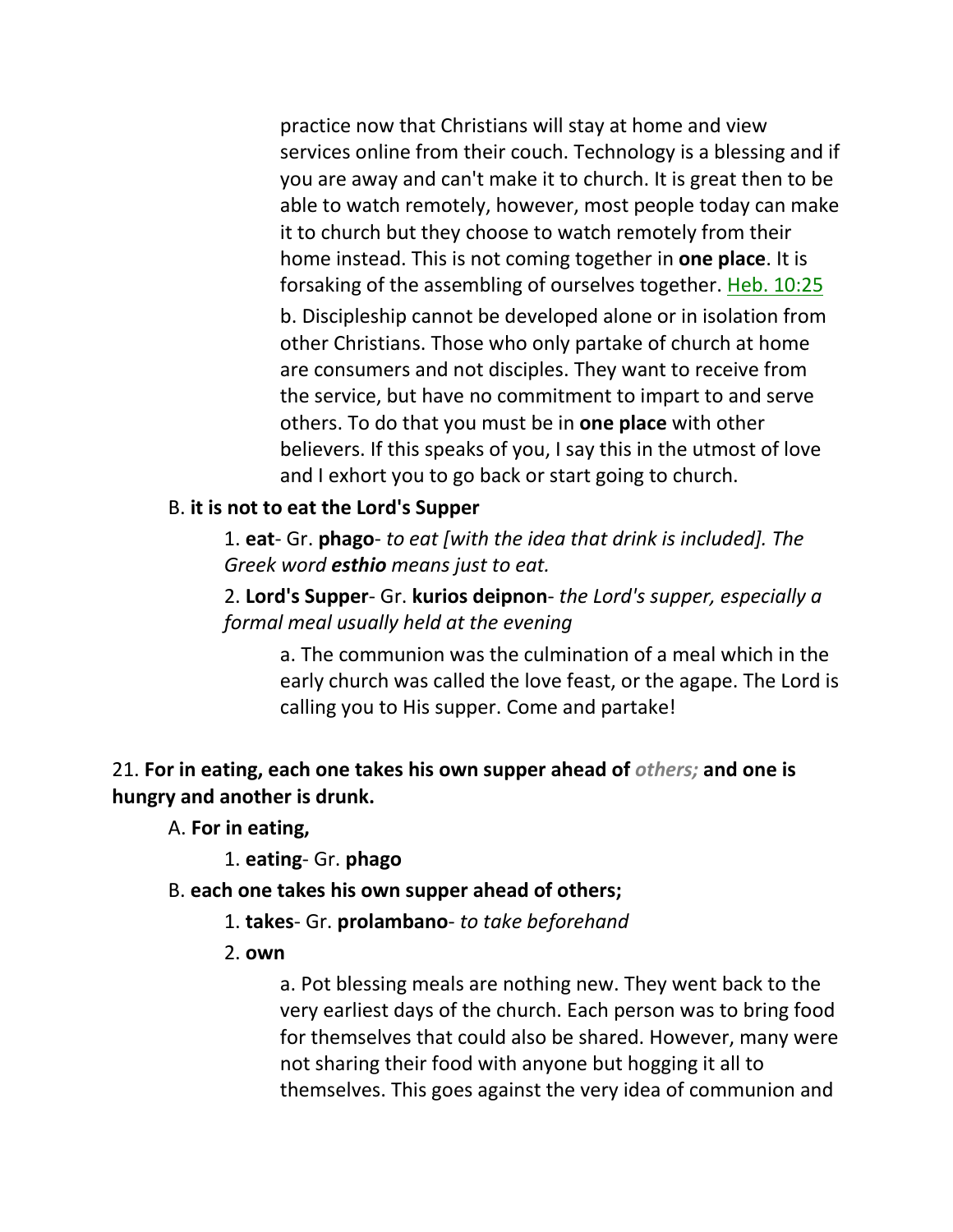practice now that Christians will stay at home and view services online from their couch. Technology is a blessing and if you are away and can't make it to church. It is great then to be able to watch remotely, however, most people today can make it to church but they choose to watch remotely from their home instead. This is not coming together in **one place**. It is forsaking of the assembling of ourselves together. Heb. 10:25

b. Discipleship cannot be developed alone or in isolation from other Christians. Those who only partake of church at home are consumers and not disciples. They want to receive from the service, but have no commitment to impart to and serve others. To do that you must be in **one place** with other believers. If this speaks of you, I say this in the utmost of love and I exhort you to go back or start going to church.

B. **it is not to eat the Lord's Supper**

1. **eat**- Gr. **phago**- *to eat [with the idea that drink is included]. The Greek word* ***esthio*** *means just to eat.*

2. **Lord's Supper**- Gr. **kurios deipnon**- *the Lord's supper, especially a formal meal usually held at the evening*

a. The communion was the culmination of a meal which in the early church was called the love feast, or the agape. The Lord is calling you to His supper. Come and partake!

21. **For in eating, each one takes his own supper ahead of** *others;* **and one is hungry and another is drunk.**

A. **For in eating,**

1. **eating**- Gr. **phago**

B. **each one takes his own supper ahead of others;**

1. **takes**- Gr. **prolambano**- *to take beforehand*

2. **own**

a. Pot blessing meals are nothing new. They went back to the very earliest days of the church. Each person was to bring food for themselves that could also be shared. However, many were not sharing their food with anyone but hogging it all to themselves. This goes against the very idea of communion and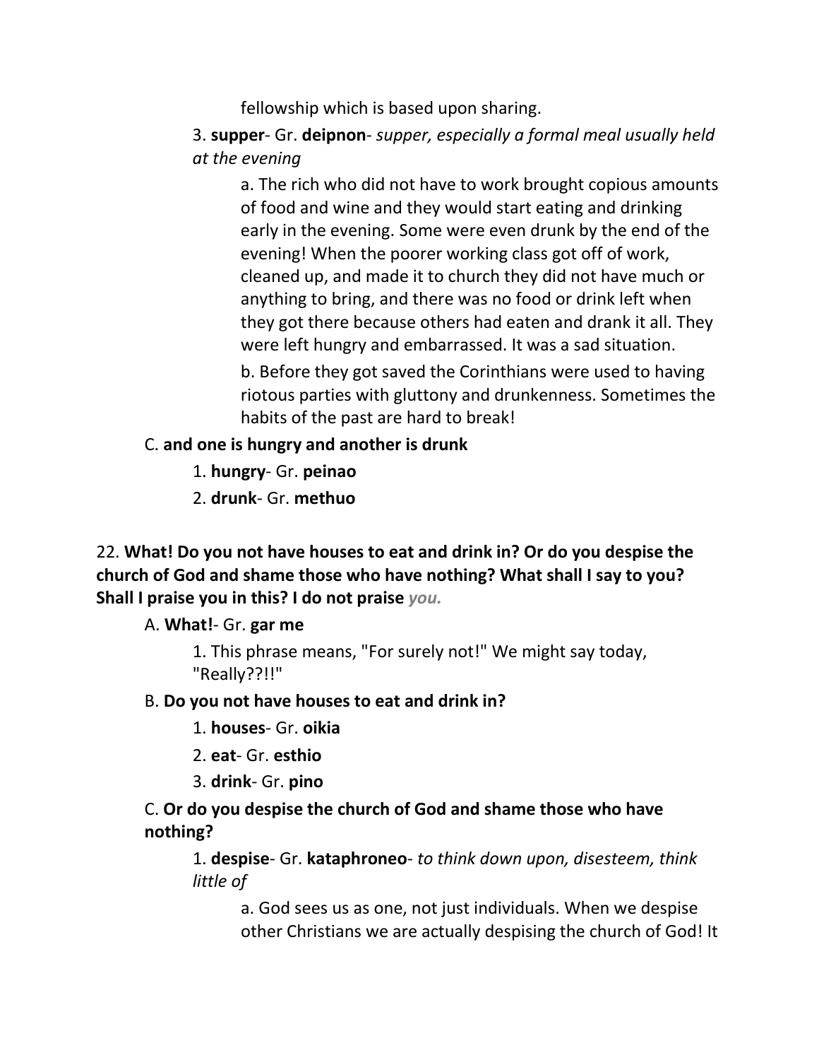fellowship which is based upon sharing.

3. **supper**- Gr. **deipnon**- *supper, especially a formal meal usually held at the evening*

a. The rich who did not have to work brought copious amounts of food and wine and they would start eating and drinking early in the evening. Some were even drunk by the end of the evening! When the poorer working class got off of work, cleaned up, and made it to church they did not have much or anything to bring, and there was no food or drink left when they got there because others had eaten and drank it all. They were left hungry and embarrassed. It was a sad situation.

b. Before they got saved the Corinthians were used to having riotous parties with gluttony and drunkenness. Sometimes the habits of the past are hard to break!

C. **and one is hungry and another is drunk**

1. **hungry**- Gr. **peinao**

2. **drunk**- Gr. **methuo**

22. **What! Do you not have houses to eat and drink in? Or do you despise the church of God and shame those who have nothing? What shall I say to you? Shall I praise you in this? I do not praise** *you.*

A. **What!**- Gr. **gar me**

1. This phrase means, "For surely not!" We might say today, "Really??!!"

B. **Do you not have houses to eat and drink in?**

1. **houses**- Gr. **oikia**

2. **eat**- Gr. **esthio**

3. **drink**- Gr. **pino**

C. **Or do you despise the church of God and shame those who have nothing?**

1. **despise**- Gr. **kataphroneo**- *to think down upon, disesteem, think little of*

a. God sees us as one, not just individuals. When we despise other Christians we are actually despising the church of God! It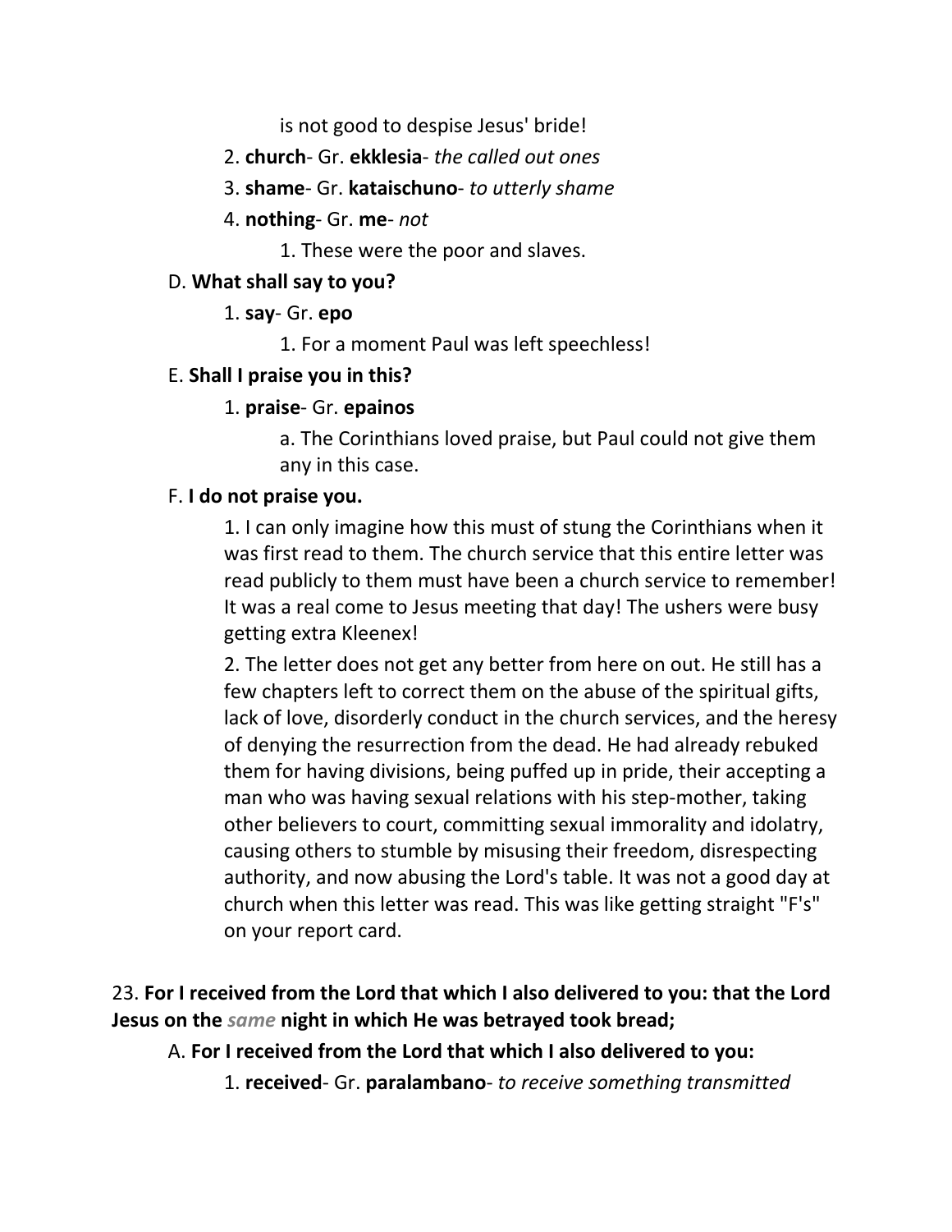is not good to despise Jesus' bride!

2. **church**- Gr. **ekklesia**- *the called out ones*

3. **shame**- Gr. **kataischuno**- *to utterly shame*

4. **nothing**- Gr. **me**- *not*

    1. These were the poor and slaves.

D. **What shall say to you?**

1. **say**- Gr. **epo**

    1. For a moment Paul was left speechless!

E. **Shall I praise you in this?**

1. **praise**- Gr. **epainos**

    a. The Corinthians loved praise, but Paul could not give them any in this case.

F. **I do not praise you.**

1. I can only imagine how this must of stung the Corinthians when it was first read to them. The church service that this entire letter was read publicly to them must have been a church service to remember! It was a real come to Jesus meeting that day! The ushers were busy getting extra Kleenex!

2. The letter does not get any better from here on out. He still has a few chapters left to correct them on the abuse of the spiritual gifts, lack of love, disorderly conduct in the church services, and the heresy of denying the resurrection from the dead. He had already rebuked them for having divisions, being puffed up in pride, their accepting a man who was having sexual relations with his step-mother, taking other believers to court, committing sexual immorality and idolatry, causing others to stumble by misusing their freedom, disrespecting authority, and now abusing the Lord's table. It was not a good day at church when this letter was read. This was like getting straight "F's" on your report card.

23. **For I received from the Lord that which I also delivered to you: that the Lord Jesus on the *same* night in which He was betrayed took bread;**

A. **For I received from the Lord that which I also delivered to you:**

1. **received**- Gr. **paralambano**- *to receive something transmitted*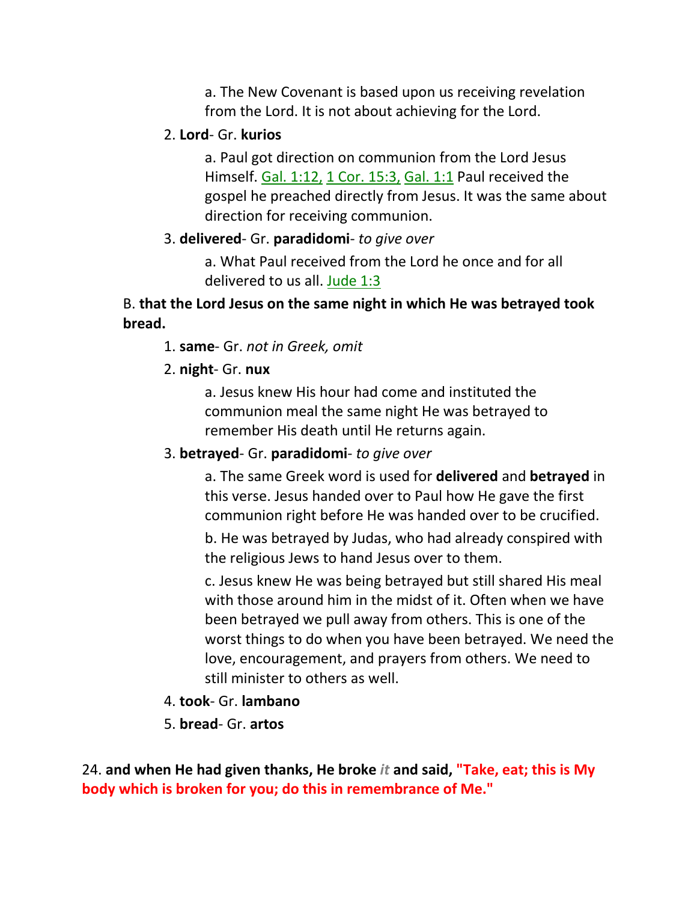a. The New Covenant is based upon us receiving revelation from the Lord. It is not about achieving for the Lord.

2. **Lord**- Gr. **kurios**

a. Paul got direction on communion from the Lord Jesus Himself. Gal. 1:12, 1 Cor. 15:3, Gal. 1:1 Paul received the gospel he preached directly from Jesus. It was the same about direction for receiving communion.

3. **delivered**- Gr. **paradidomi**- *to give over*

a. What Paul received from the Lord he once and for all delivered to us all. Jude 1:3

B. **that the Lord Jesus on the same night in which He was betrayed took bread.**

1. **same**- Gr. *not in Greek, omit*

2. **night**- Gr. **nux**

a. Jesus knew His hour had come and instituted the communion meal the same night He was betrayed to remember His death until He returns again.

3. **betrayed**- Gr. **paradidomi**- *to give over*

a. The same Greek word is used for **delivered** and **betrayed** in this verse. Jesus handed over to Paul how He gave the first communion right before He was handed over to be crucified.

b. He was betrayed by Judas, who had already conspired with the religious Jews to hand Jesus over to them.

c. Jesus knew He was being betrayed but still shared His meal with those around him in the midst of it. Often when we have been betrayed we pull away from others. This is one of the worst things to do when you have been betrayed. We need the love, encouragement, and prayers from others. We need to still minister to others as well.

4. **took**- Gr. **lambano**

5. **bread**- Gr. **artos**

24. **and when He had given thanks, He broke *it* and said, "Take, eat; this is My body which is broken for you; do this in remembrance of Me."**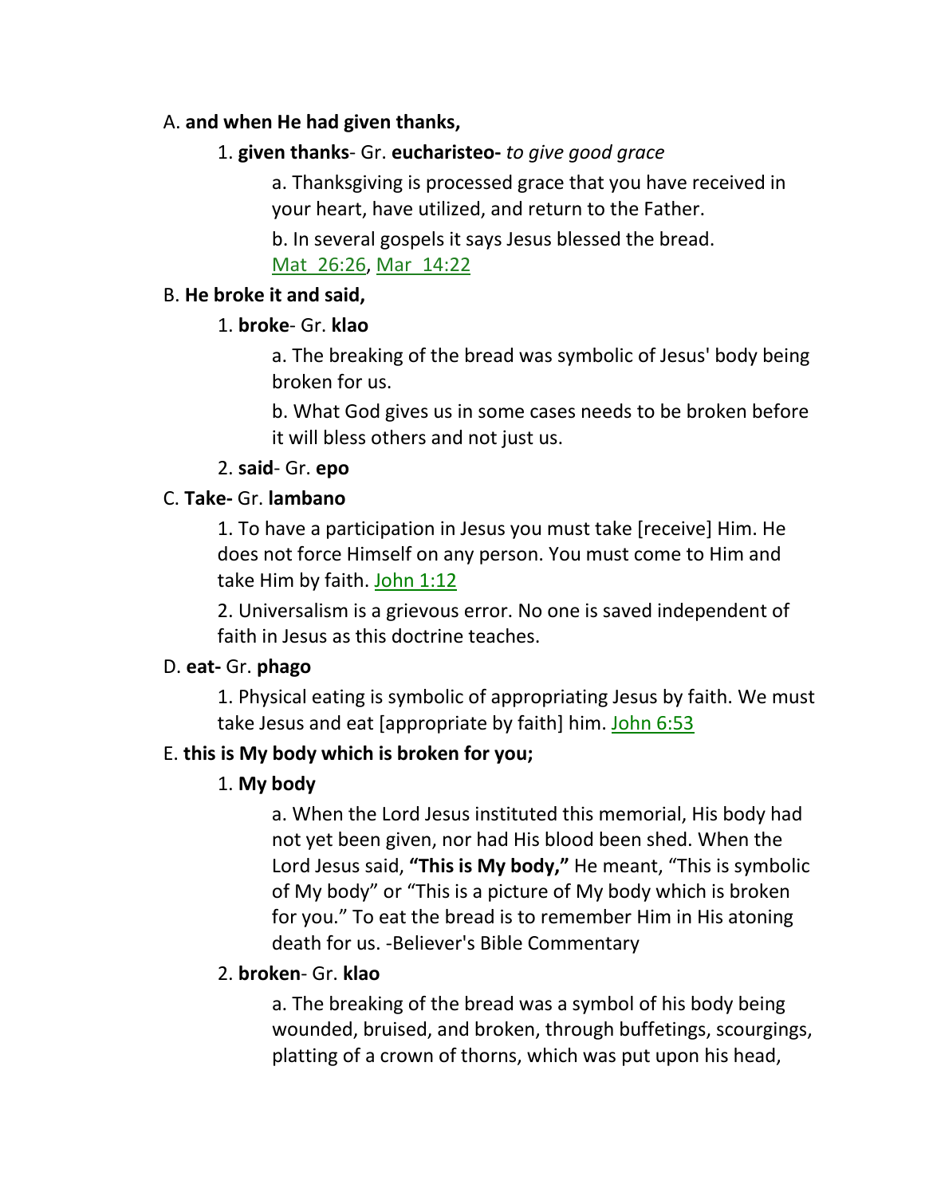A. **and when He had given thanks,**

   1. **given thanks**- Gr. **eucharisteo-** *to give good grace*

      a. Thanksgiving is processed grace that you have received in your heart, have utilized, and return to the Father.

      b. In several gospels it says Jesus blessed the bread. Mat 26:26, Mar 14:22

B. **He broke it and said,**

   1. **broke**- Gr. **klao**

      a. The breaking of the bread was symbolic of Jesus' body being broken for us.

      b. What God gives us in some cases needs to be broken before it will bless others and not just us.

   2. **said**- Gr. **epo**

C. **Take-** Gr. **lambano**

   1. To have a participation in Jesus you must take [receive] Him. He does not force Himself on any person. You must come to Him and take Him by faith. John 1:12

   2. Universalism is a grievous error. No one is saved independent of faith in Jesus as this doctrine teaches.

D. **eat-** Gr. **phago**

   1. Physical eating is symbolic of appropriating Jesus by faith. We must take Jesus and eat [appropriate by faith] him. John 6:53

E. **this is My body which is broken for you;**

   1. **My body**

      a. When the Lord Jesus instituted this memorial, His body had not yet been given, nor had His blood been shed. When the Lord Jesus said, **"This is My body,"** He meant, "This is symbolic of My body" or "This is a picture of My body which is broken for you." To eat the bread is to remember Him in His atoning death for us. -Believer's Bible Commentary

   2. **broken**- Gr. **klao**

      a. The breaking of the bread was a symbol of his body being wounded, bruised, and broken, through buffetings, scourgings, platting of a crown of thorns, which was put upon his head,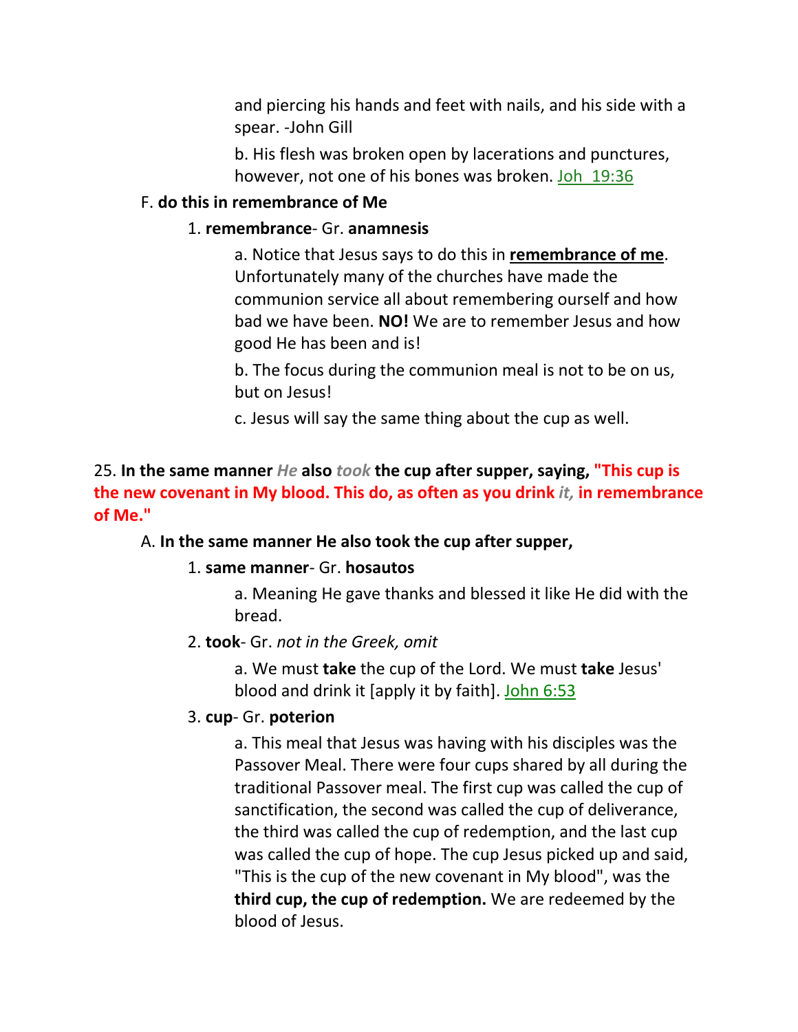and piercing his hands and feet with nails, and his side with a spear. -John Gill

b. His flesh was broken open by lacerations and punctures, however, not one of his bones was broken. Joh 19:36

F. **do this in remembrance of Me**

1. **remembrance**- Gr. **anamnesis**

a. Notice that Jesus says to do this in **remembrance of me**. Unfortunately many of the churches have made the communion service all about remembering ourself and how bad we have been. **NO!** We are to remember Jesus and how good He has been and is!

b. The focus during the communion meal is not to be on us, but on Jesus!

c. Jesus will say the same thing about the cup as well.

25. **In the same manner** ***He*** **also** ***took*** **the cup after supper, saying, "This cup is the new covenant in My blood. This do, as often as you drink** ***it,*** **in remembrance of Me."**

A. **In the same manner He also took the cup after supper,**

1. **same manner**- Gr. **hosautos**

a. Meaning He gave thanks and blessed it like He did with the bread.

2. **took**- Gr. *not in the Greek, omit*

a. We must **take** the cup of the Lord. We must **take** Jesus' blood and drink it [apply it by faith]. John 6:53

3. **cup**- Gr. **poterion**

a. This meal that Jesus was having with his disciples was the Passover Meal. There were four cups shared by all during the traditional Passover meal. The first cup was called the cup of sanctification, the second was called the cup of deliverance, the third was called the cup of redemption, and the last cup was called the cup of hope. The cup Jesus picked up and said, "This is the cup of the new covenant in My blood", was the **third cup, the cup of redemption.** We are redeemed by the blood of Jesus.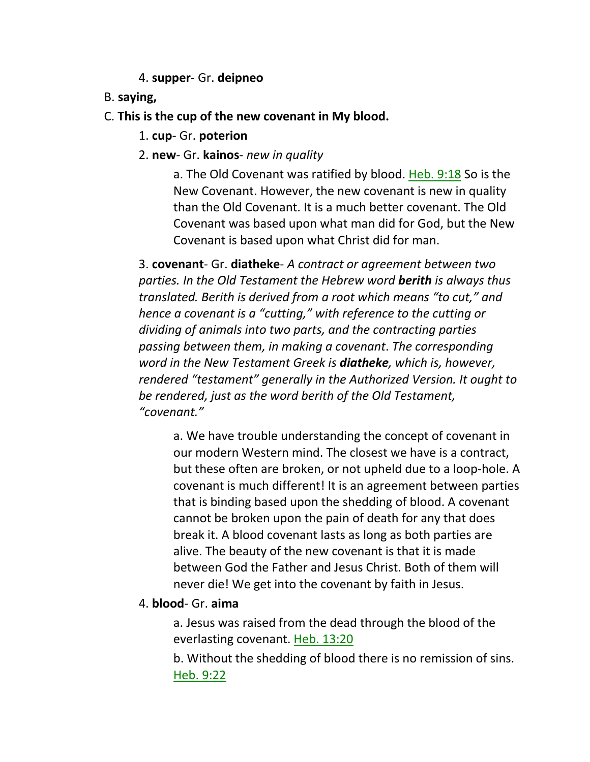4. **supper**- Gr. **deipneo**

B. **saying,**

C. **This is the cup of the new covenant in My blood.**

1. **cup**- Gr. **poterion**

2. **new**- Gr. **kainos**- *new in quality*

    a. The Old Covenant was ratified by blood. Heb. 9:18 So is the New Covenant. However, the new covenant is new in quality than the Old Covenant. It is a much better covenant. The Old Covenant was based upon what man did for God, but the New Covenant is based upon what Christ did for man.

3. **covenant**- Gr. **diatheke**- *A contract or agreement between two parties. In the Old Testament the Hebrew word **berith** is always thus translated. Berith is derived from a root which means "to cut," and hence a covenant is a "cutting," with reference to the cutting or dividing of animals into two parts, and the contracting parties passing between them, in making a covenant. The corresponding word in the New Testament Greek is **diatheke**, which is, however, rendered "testament" generally in the Authorized Version. It ought to be rendered, just as the word berith of the Old Testament, "covenant."*

    a. We have trouble understanding the concept of covenant in our modern Western mind. The closest we have is a contract, but these often are broken, or not upheld due to a loop-hole. A covenant is much different! It is an agreement between parties that is binding based upon the shedding of blood. A covenant cannot be broken upon the pain of death for any that does break it. A blood covenant lasts as long as both parties are alive. The beauty of the new covenant is that it is made between God the Father and Jesus Christ. Both of them will never die! We get into the covenant by faith in Jesus.

4. **blood**- Gr. **aima**

    a. Jesus was raised from the dead through the blood of the everlasting covenant. Heb. 13:20

    b. Without the shedding of blood there is no remission of sins. Heb. 9:22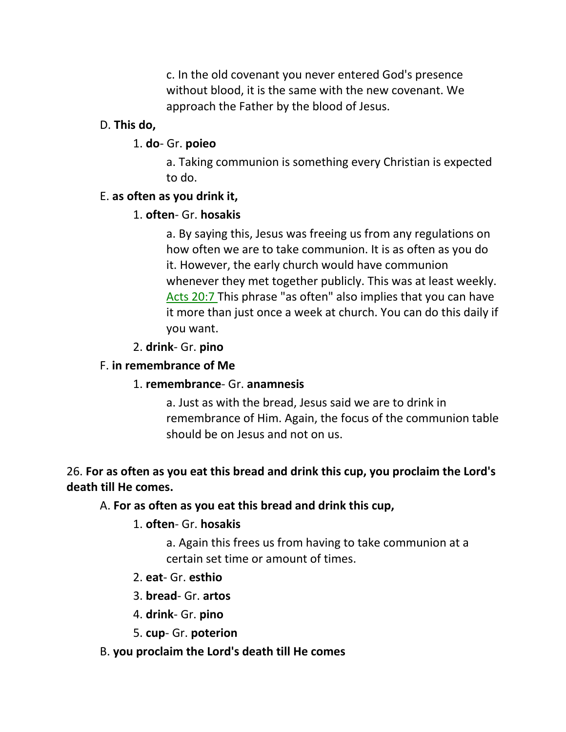c. In the old covenant you never entered God's presence without blood, it is the same with the new covenant. We approach the Father by the blood of Jesus.

D. **This do,**

1. **do**- Gr. **poieo**

a. Taking communion is something every Christian is expected to do.

E. **as often as you drink it,**

1. **often**- Gr. **hosakis**

a. By saying this, Jesus was freeing us from any regulations on how often we are to take communion. It is as often as you do it. However, the early church would have communion whenever they met together publicly. This was at least weekly. Acts 20:7 This phrase "as often" also implies that you can have it more than just once a week at church. You can do this daily if you want.

2. **drink**- Gr. **pino**

F. **in remembrance of Me**

1. **remembrance**- Gr. **anamnesis**

a. Just as with the bread, Jesus said we are to drink in remembrance of Him. Again, the focus of the communion table should be on Jesus and not on us.

26. **For as often as you eat this bread and drink this cup, you proclaim the Lord's death till He comes.**

A. **For as often as you eat this bread and drink this cup,**

1. **often**- Gr. **hosakis**

a. Again this frees us from having to take communion at a certain set time or amount of times.

2. **eat**- Gr. **esthio**

3. **bread**- Gr. **artos**

4. **drink**- Gr. **pino**

5. **cup**- Gr. **poterion**

B. **you proclaim the Lord's death till He comes**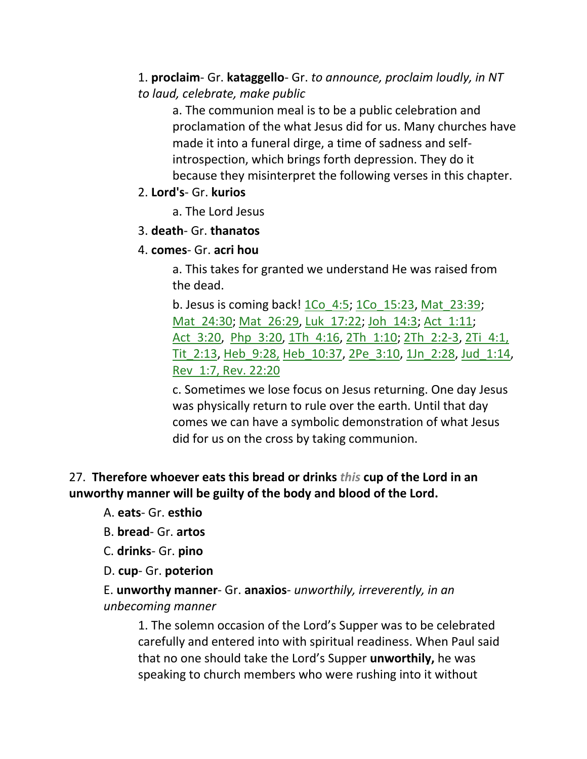1. **proclaim**- Gr. **kataggello**- Gr. *to announce, proclaim loudly, in NT to laud, celebrate, make public*

   a. The communion meal is to be a public celebration and proclamation of the what Jesus did for us. Many churches have made it into a funeral dirge, a time of sadness and self-introspection, which brings forth depression. They do it because they misinterpret the following verses in this chapter.

2. **Lord's**- Gr. **kurios**

   a. The Lord Jesus

3. **death**- Gr. **thanatos**

4. **comes**- Gr. **acri hou**

   a. This takes for granted we understand He was raised from the dead.

   b. Jesus is coming back! 1Co_4:5; 1Co_15:23, Mat_23:39; Mat_24:30; Mat_26:29, Luk_17:22; Joh_14:3; Act_1:11; Act_3:20, Php_3:20, 1Th_4:16, 2Th_1:10; 2Th_2:2-3, 2Ti_4:1, Tit_2:13, Heb_9:28, Heb_10:37, 2Pe_3:10, 1Jn_2:28, Jud_1:14, Rev_1:7, Rev. 22:20

   c. Sometimes we lose focus on Jesus returning. One day Jesus was physically return to rule over the earth. Until that day comes we can have a symbolic demonstration of what Jesus did for us on the cross by taking communion.

27. **Therefore whoever eats this bread or drinks *this* cup of the Lord in an unworthy manner will be guilty of the body and blood of the Lord.**

A. **eats**- Gr. **esthio**

B. **bread**- Gr. **artos**

C. **drinks**- Gr. **pino**

D. **cup**- Gr. **poterion**

E. **unworthy manner**- Gr. **anaxios**- *unworthily, irreverently, in an unbecoming manner*

   1. The solemn occasion of the Lord's Supper was to be celebrated carefully and entered into with spiritual readiness. When Paul said that no one should take the Lord's Supper **unworthily,** he was speaking to church members who were rushing into it without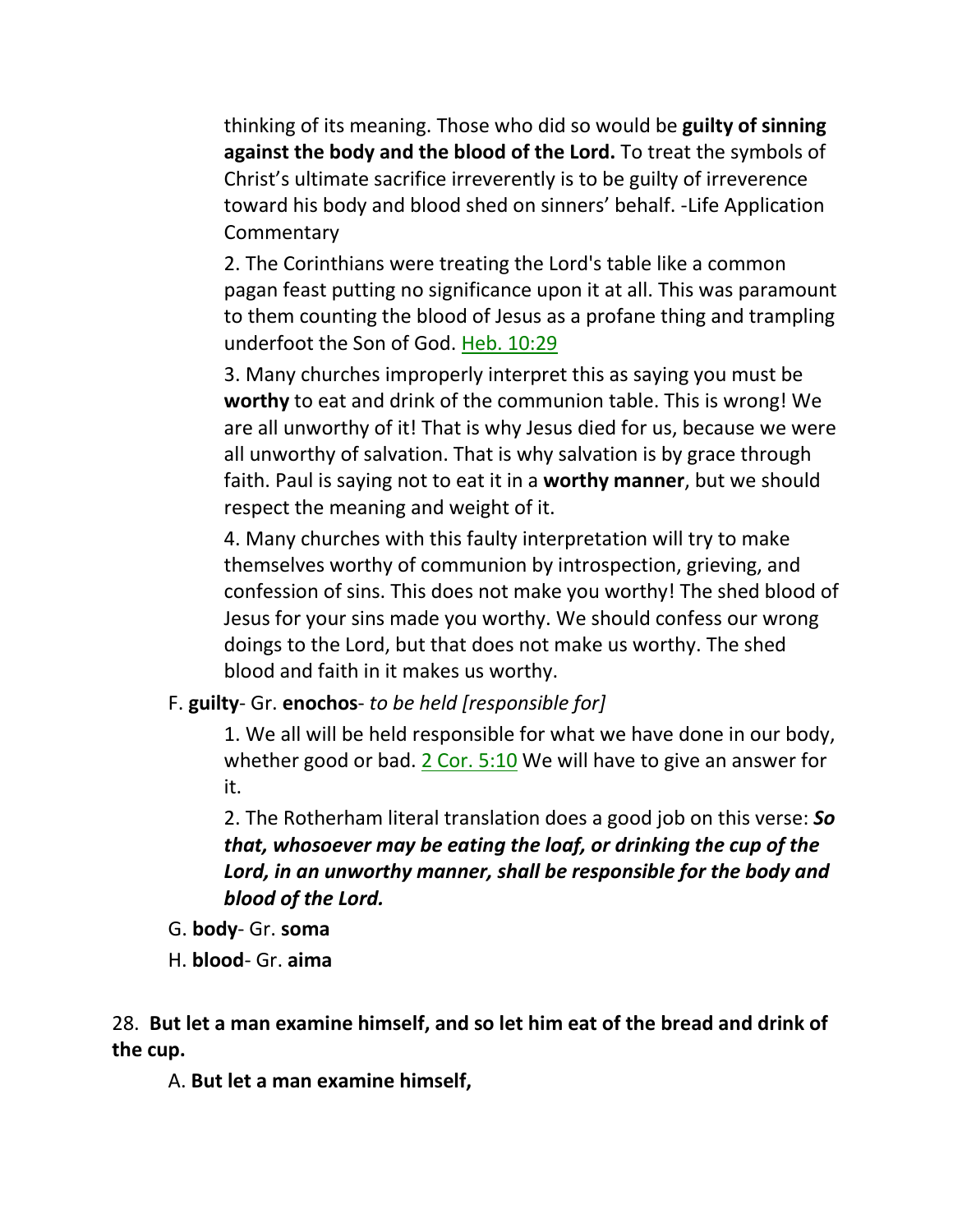thinking of its meaning. Those who did so would be **guilty of sinning against the body and the blood of the Lord.** To treat the symbols of Christ's ultimate sacrifice irreverently is to be guilty of irreverence toward his body and blood shed on sinners' behalf. -Life Application Commentary

2. The Corinthians were treating the Lord's table like a common pagan feast putting no significance upon it at all. This was paramount to them counting the blood of Jesus as a profane thing and trampling underfoot the Son of God. Heb. 10:29

3. Many churches improperly interpret this as saying you must be **worthy** to eat and drink of the communion table. This is wrong! We are all unworthy of it! That is why Jesus died for us, because we were all unworthy of salvation. That is why salvation is by grace through faith. Paul is saying not to eat it in a **worthy manner**, but we should respect the meaning and weight of it.

4. Many churches with this faulty interpretation will try to make themselves worthy of communion by introspection, grieving, and confession of sins. This does not make you worthy! The shed blood of Jesus for your sins made you worthy. We should confess our wrong doings to the Lord, but that does not make us worthy. The shed blood and faith in it makes us worthy.

F. **guilty**- Gr. **enochos**- *to be held [responsible for]*

1. We all will be held responsible for what we have done in our body, whether good or bad. 2 Cor. 5:10 We will have to give an answer for it.

2. The Rotherham literal translation does a good job on this verse: ***So that, whosoever may be eating the loaf, or drinking the cup of the Lord, in an unworthy manner, shall be responsible for the body and blood of the Lord.***

G. **body**- Gr. **soma**

H. **blood**- Gr. **aima**

28. **But let a man examine himself, and so let him eat of the bread and drink of the cup.**

A. **But let a man examine himself,**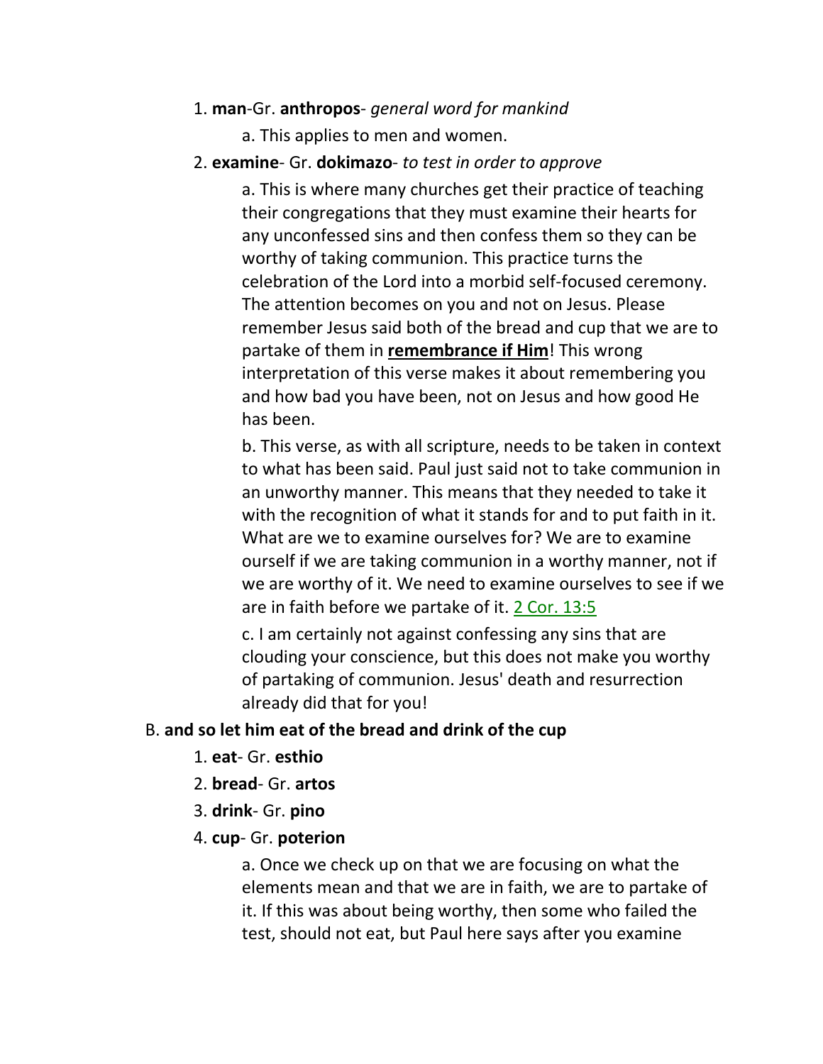1. **man**-Gr. **anthropos**- *general word for mankind*

    a. This applies to men and women.

2. **examine**- Gr. **dokimazo**- *to test in order to approve*

    a. This is where many churches get their practice of teaching their congregations that they must examine their hearts for any unconfessed sins and then confess them so they can be worthy of taking communion. This practice turns the celebration of the Lord into a morbid self-focused ceremony. The attention becomes on you and not on Jesus. Please remember Jesus said both of the bread and cup that we are to partake of them in **remembrance if Him**! This wrong interpretation of this verse makes it about remembering you and how bad you have been, not on Jesus and how good He has been.

    b. This verse, as with all scripture, needs to be taken in context to what has been said. Paul just said not to take communion in an unworthy manner. This means that they needed to take it with the recognition of what it stands for and to put faith in it. What are we to examine ourselves for? We are to examine ourself if we are taking communion in a worthy manner, not if we are worthy of it. We need to examine ourselves to see if we are in faith before we partake of it. 2 Cor. 13:5

    c. I am certainly not against confessing any sins that are clouding your conscience, but this does not make you worthy of partaking of communion. Jesus' death and resurrection already did that for you!

B. **and so let him eat of the bread and drink of the cup**

1. **eat**- Gr. **esthio**
2. **bread**- Gr. **artos**
3. **drink**- Gr. **pino**
4. **cup**- Gr. **poterion**

    a. Once we check up on that we are focusing on what the elements mean and that we are in faith, we are to partake of it. If this was about being worthy, then some who failed the test, should not eat, but Paul here says after you examine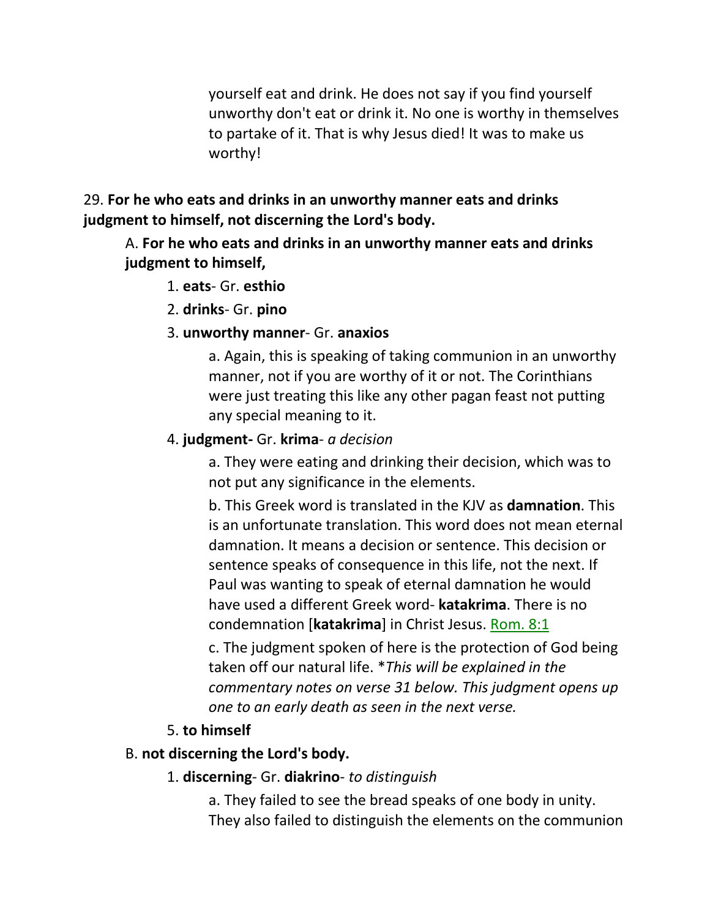yourself eat and drink. He does not say if you find yourself unworthy don't eat or drink it. No one is worthy in themselves to partake of it. That is why Jesus died! It was to make us worthy!

29. **For he who eats and drinks in an unworthy manner eats and drinks judgment to himself, not discerning the Lord's body.**

A. **For he who eats and drinks in an unworthy manner eats and drinks judgment to himself,**

1. **eats**- Gr. **esthio**

2. **drinks**- Gr. **pino**

3. **unworthy manner**- Gr. **anaxios**

a. Again, this is speaking of taking communion in an unworthy manner, not if you are worthy of it or not. The Corinthians were just treating this like any other pagan feast not putting any special meaning to it.

4. **judgment-** Gr. **krima**- *a decision*

a. They were eating and drinking their decision, which was to not put any significance in the elements.

b. This Greek word is translated in the KJV as **damnation**. This is an unfortunate translation. This word does not mean eternal damnation. It means a decision or sentence. This decision or sentence speaks of consequence in this life, not the next. If Paul was wanting to speak of eternal damnation he would have used a different Greek word- **katakrima**. There is no condemnation [**katakrima**] in Christ Jesus. Rom. 8:1

c. The judgment spoken of here is the protection of God being taken off our natural life. **This will be explained in the commentary notes on verse 31 below. This judgment opens up one to an early death as seen in the next verse.*

5. **to himself**

B. **not discerning the Lord's body.**

1. **discerning**- Gr. **diakrino**- *to distinguish*

a. They failed to see the bread speaks of one body in unity. They also failed to distinguish the elements on the communion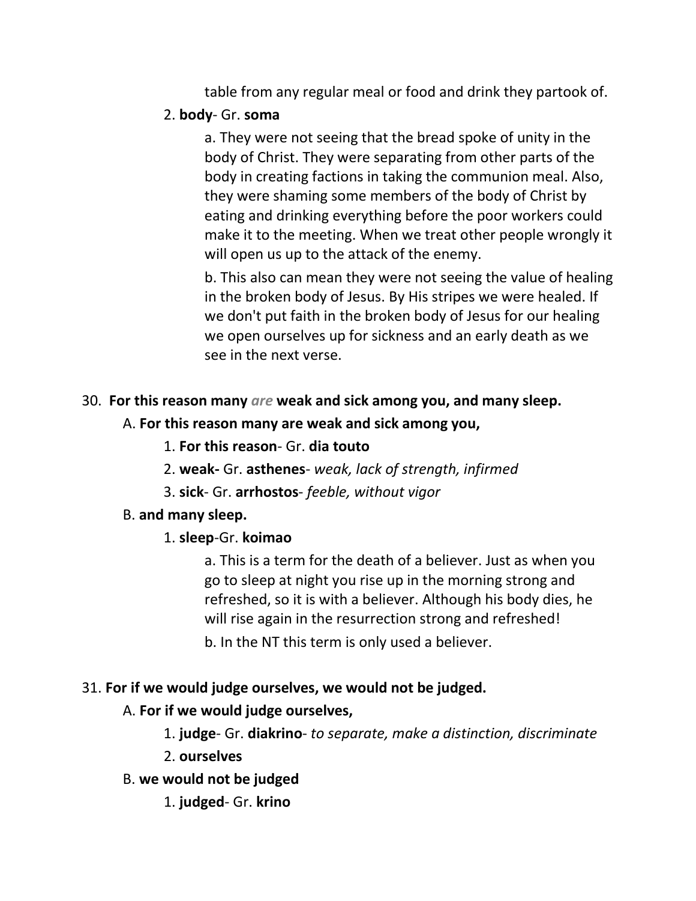table from any regular meal or food and drink they partook of.

2. **body**- Gr. **soma**

a. They were not seeing that the bread spoke of unity in the body of Christ. They were separating from other parts of the body in creating factions in taking the communion meal. Also, they were shaming some members of the body of Christ by eating and drinking everything before the poor workers could make it to the meeting. When we treat other people wrongly it will open us up to the attack of the enemy.

b. This also can mean they were not seeing the value of healing in the broken body of Jesus. By His stripes we were healed. If we don't put faith in the broken body of Jesus for our healing we open ourselves up for sickness and an early death as we see in the next verse.

30. **For this reason many *are* weak and sick among you, and many sleep.**

A. **For this reason many are weak and sick among you,**

1. **For this reason**- Gr. **dia touto**

2. **weak-** Gr. **asthenes**- *weak, lack of strength, infirmed*

3. **sick**- Gr. **arrhostos**- *feeble, without vigor*

B. **and many sleep.**

1. **sleep**-Gr. **koimao**

a. This is a term for the death of a believer. Just as when you go to sleep at night you rise up in the morning strong and refreshed, so it is with a believer. Although his body dies, he will rise again in the resurrection strong and refreshed!

b. In the NT this term is only used a believer.

31. **For if we would judge ourselves, we would not be judged.**

A. **For if we would judge ourselves,**

1. **judge**- Gr. **diakrino**- *to separate, make a distinction, discriminate*

2. **ourselves**

B. **we would not be judged**

1. **judged**- Gr. **krino**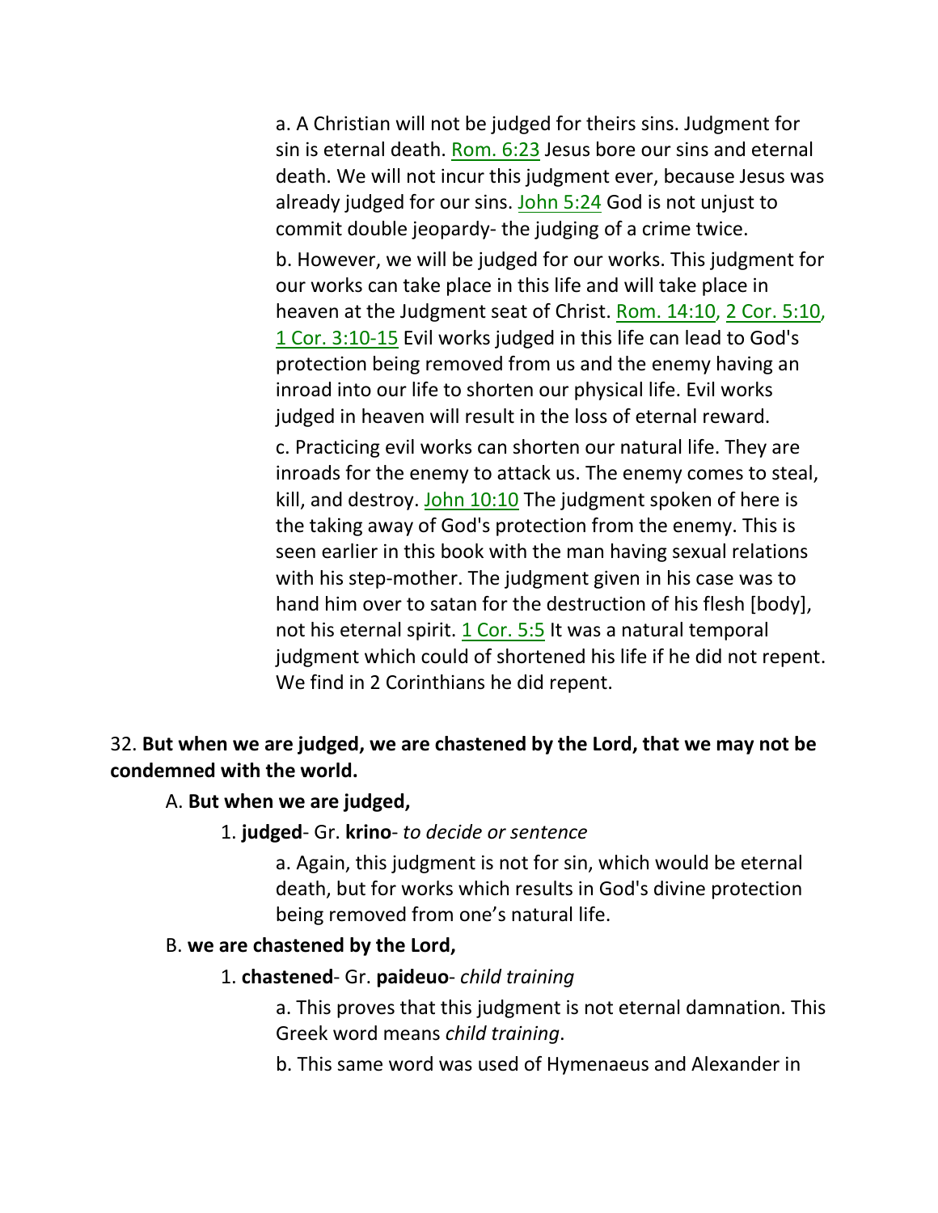a. A Christian will not be judged for theirs sins. Judgment for sin is eternal death. Rom. 6:23 Jesus bore our sins and eternal death. We will not incur this judgment ever, because Jesus was already judged for our sins. John 5:24 God is not unjust to commit double jeopardy- the judging of a crime twice.

b. However, we will be judged for our works. This judgment for our works can take place in this life and will take place in heaven at the Judgment seat of Christ. Rom. 14:10, 2 Cor. 5:10, 1 Cor. 3:10-15 Evil works judged in this life can lead to God's protection being removed from us and the enemy having an inroad into our life to shorten our physical life. Evil works judged in heaven will result in the loss of eternal reward.

c. Practicing evil works can shorten our natural life. They are inroads for the enemy to attack us. The enemy comes to steal, kill, and destroy. John 10:10 The judgment spoken of here is the taking away of God's protection from the enemy. This is seen earlier in this book with the man having sexual relations with his step-mother. The judgment given in his case was to hand him over to satan for the destruction of his flesh [body], not his eternal spirit. 1 Cor. 5:5 It was a natural temporal judgment which could of shortened his life if he did not repent. We find in 2 Corinthians he did repent.

32. **But when we are judged, we are chastened by the Lord, that we may not be condemned with the world.**

A. **But when we are judged,**

1. **judged**- Gr. **krino**- *to decide or sentence*

a. Again, this judgment is not for sin, which would be eternal death, but for works which results in God's divine protection being removed from one's natural life.

B. **we are chastened by the Lord,**

1. **chastened**- Gr. **paideuo**- *child training*

a. This proves that this judgment is not eternal damnation. This Greek word means *child training*.

b. This same word was used of Hymenaeus and Alexander in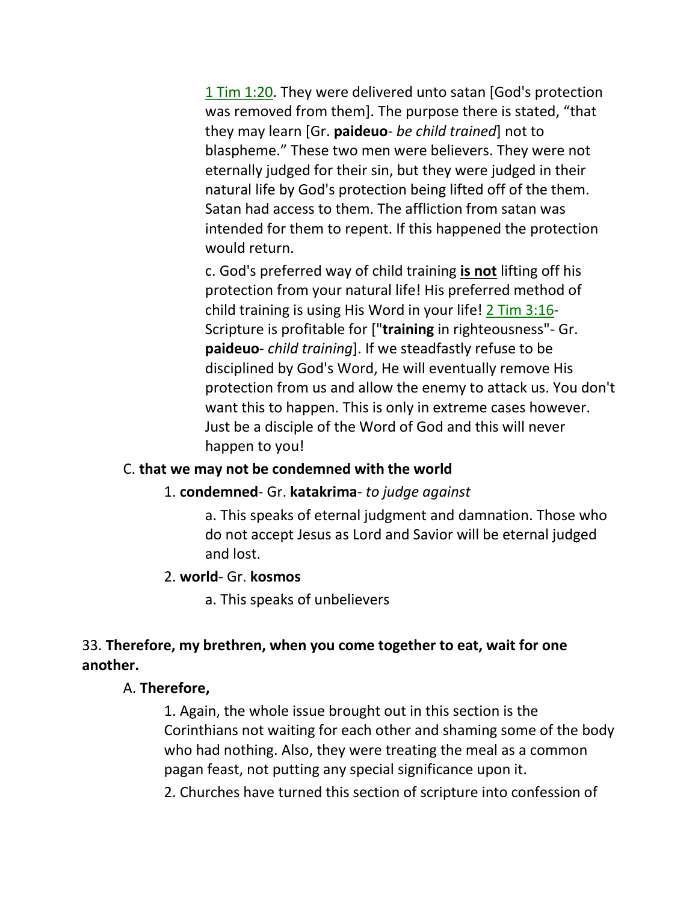1 Tim 1:20. They were delivered unto satan [God's protection was removed from them]. The purpose there is stated, "that they may learn [Gr. **paideuo**- *be child trained*] not to blaspheme." These two men were believers. They were not eternally judged for their sin, but they were judged in their natural life by God's protection being lifted off of the them. Satan had access to them. The affliction from satan was intended for them to repent. If this happened the protection would return.

c. God's preferred way of child training **<u>is not</u>** lifting off his protection from your natural life! His preferred method of child training is using His Word in your life! 2 Tim 3:16- Scripture is profitable for ["**training** in righteousness"- Gr. **paideuo**- *child training*]. If we steadfastly refuse to be disciplined by God's Word, He will eventually remove His protection from us and allow the enemy to attack us. You don't want this to happen. This is only in extreme cases however. Just be a disciple of the Word of God and this will never happen to you!

C. **that we may not be condemned with the world**

1. **condemned**- Gr. **katakrima**- *to judge against*

a. This speaks of eternal judgment and damnation. Those who do not accept Jesus as Lord and Savior will be eternal judged and lost.

2. **world**- Gr. **kosmos**

a. This speaks of unbelievers

33. **Therefore, my brethren, when you come together to eat, wait for one another.**

A. **Therefore,**

1. Again, the whole issue brought out in this section is the Corinthians not waiting for each other and shaming some of the body who had nothing. Also, they were treating the meal as a common pagan feast, not putting any special significance upon it.

2. Churches have turned this section of scripture into confession of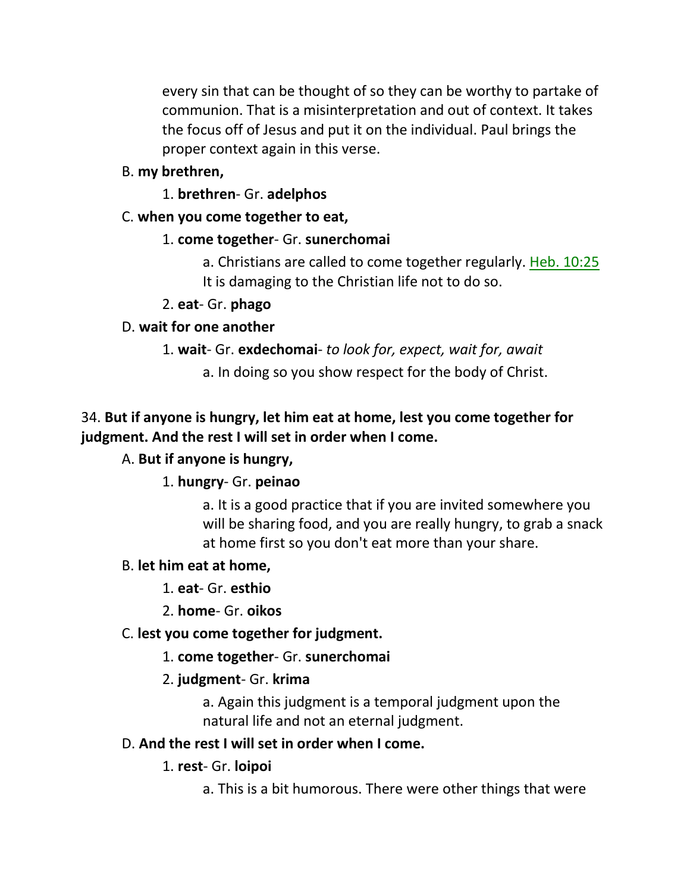every sin that can be thought of so they can be worthy to partake of communion. That is a misinterpretation and out of context. It takes the focus off of Jesus and put it on the individual. Paul brings the proper context again in this verse.

B. **my brethren,**

1. **brethren**- Gr. **adelphos**

C. **when you come together to eat,**

1. **come together**- Gr. **sunerchomai**

a. Christians are called to come together regularly. Heb. 10:25 It is damaging to the Christian life not to do so.

2. **eat**- Gr. **phago**

D. **wait for one another**

1. **wait**- Gr. **exdechomai**- *to look for, expect, wait for, await*

a. In doing so you show respect for the body of Christ.

34. **But if anyone is hungry, let him eat at home, lest you come together for judgment. And the rest I will set in order when I come.**

A. **But if anyone is hungry,**

1. **hungry**- Gr. **peinao**

a. It is a good practice that if you are invited somewhere you will be sharing food, and you are really hungry, to grab a snack at home first so you don't eat more than your share.

B. **let him eat at home,**

1. **eat**- Gr. **esthio**

2. **home**- Gr. **oikos**

C. **lest you come together for judgment.**

1. **come together**- Gr. **sunerchomai**

2. **judgment**- Gr. **krima**

a. Again this judgment is a temporal judgment upon the natural life and not an eternal judgment.

D. **And the rest I will set in order when I come.**

1. **rest**- Gr. **loipoi**

a. This is a bit humorous. There were other things that were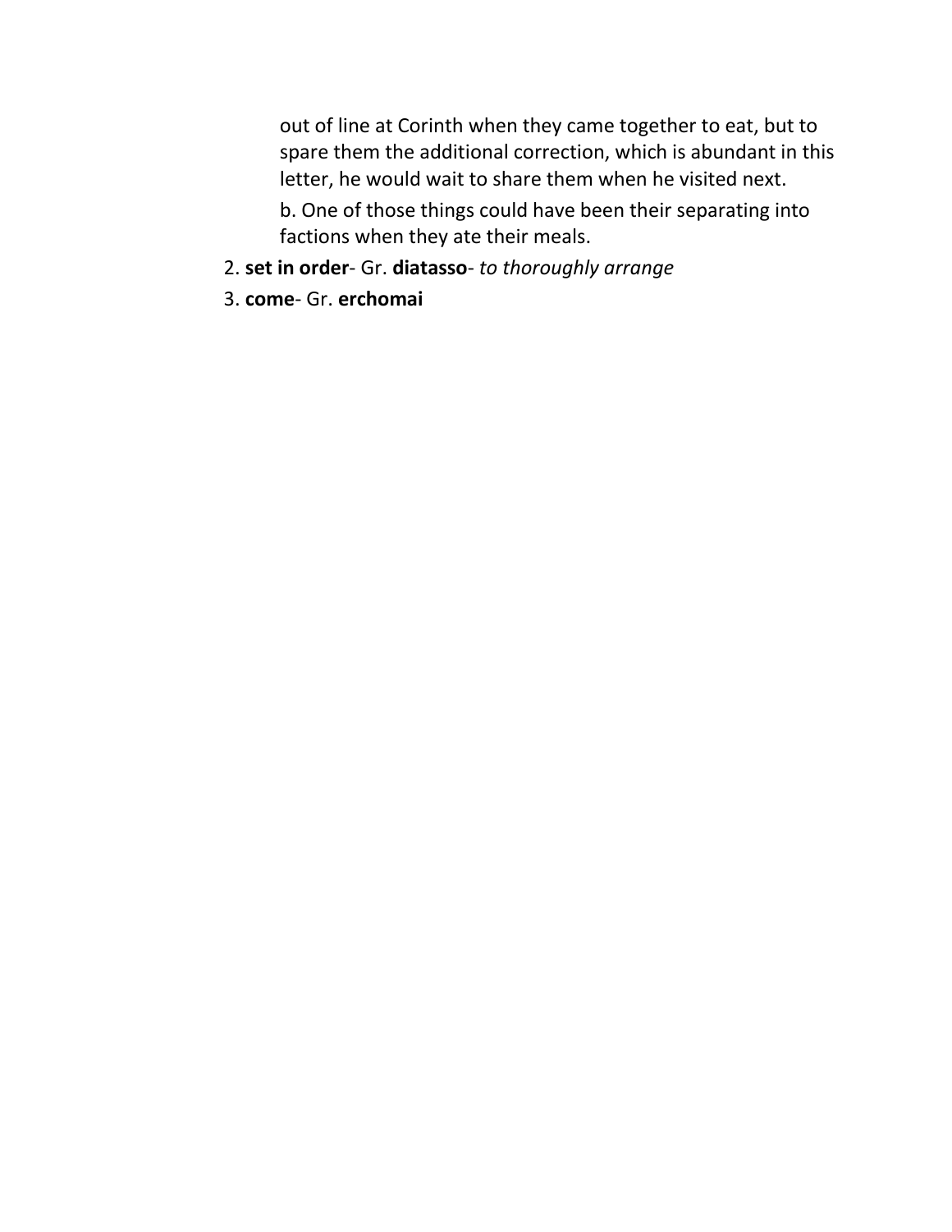out of line at Corinth when they came together to eat, but to spare them the additional correction, which is abundant in this letter, he would wait to share them when he visited next.

b. One of those things could have been their separating into factions when they ate their meals.

2. **set in order**- Gr. **diatasso**- *to thoroughly arrange*
3. **come**- Gr. **erchomai**